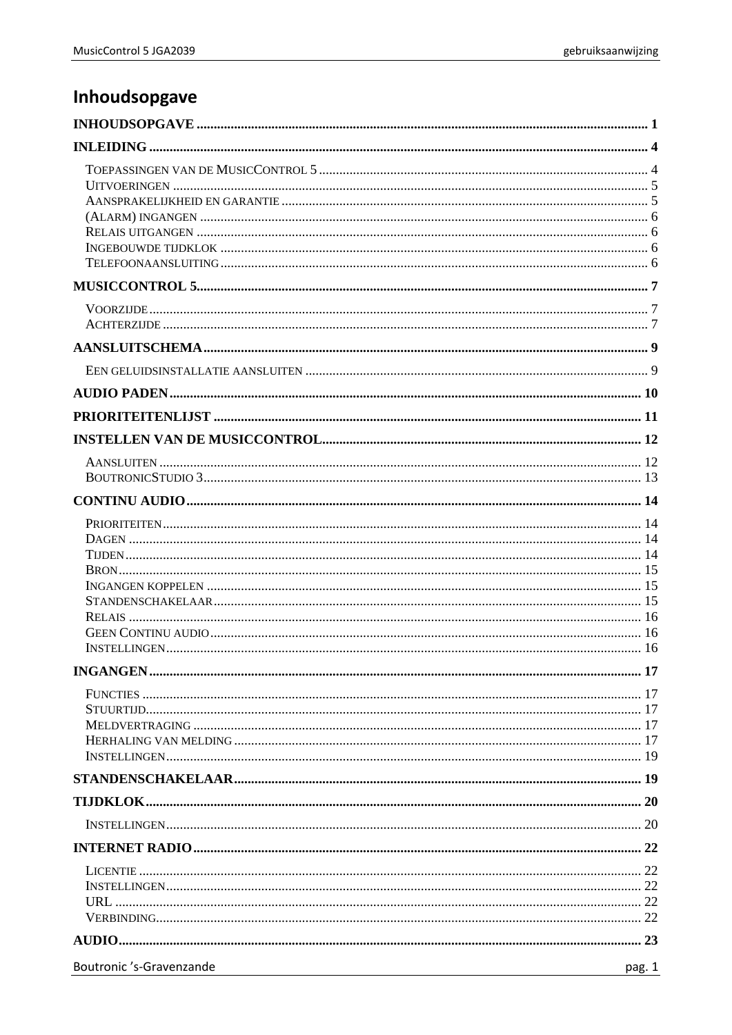# Inhoudsopgave

INHOUDSOPGAVE .......... 1

INLEIDING .......... 4

- TOEPASSINGEN VAN DE MUSICCONTROL 5 .......... 4
- UITVOERINGEN .......... 5
- AANSPRAKELIJKHEID EN GARANTIE .......... 5
- (ALARM) INGANGEN .......... 6
- RELAIS UITGANGEN .......... 6
- INGEBOUWDE TIJDKLOK .......... 6
- TELEFOONAANSLUITING .......... 6

MUSICCONTROL 5 .......... 7

- VOORZIJDE .......... 7
- ACHTERZIJDE .......... 7

AANSLUITSCHEMA .......... 9

- EEN GELUIDSINSTALLATIE AANSLUITEN .......... 9

AUDIO PADEN .......... 10

PRIORITEITENLIJST .......... 11

INSTELLEN VAN DE MUSICCONTROL .......... 12

- AANSLUITEN .......... 12
- BOUTRONICSTUDIO 3 .......... 13

CONTINU AUDIO .......... 14

- PRIORITEITEN .......... 14
- DAGEN .......... 14
- TIJDEN .......... 14
- BRON .......... 15
- INGANGEN KOPPELEN .......... 15
- STANDENSCHAKELAAR .......... 15
- RELAIS .......... 16
- GEEN CONTINU AUDIO .......... 16
- INSTELLINGEN .......... 16

INGANGEN .......... 17

- FUNCTIES .......... 17
- STUURTIJD .......... 17
- MELDVERTRAGING .......... 17
- HERHALING VAN MELDING .......... 17
- INSTELLINGEN .......... 19

STANDENSCHAKELAAR .......... 19

TIJDKLOK .......... 20

- INSTELLINGEN .......... 20

INTERNET RADIO .......... 22

- LICENTIE .......... 22
- INSTELLINGEN .......... 22
- URL .......... 22
- VERBINDING .......... 22

AUDIO .......... 23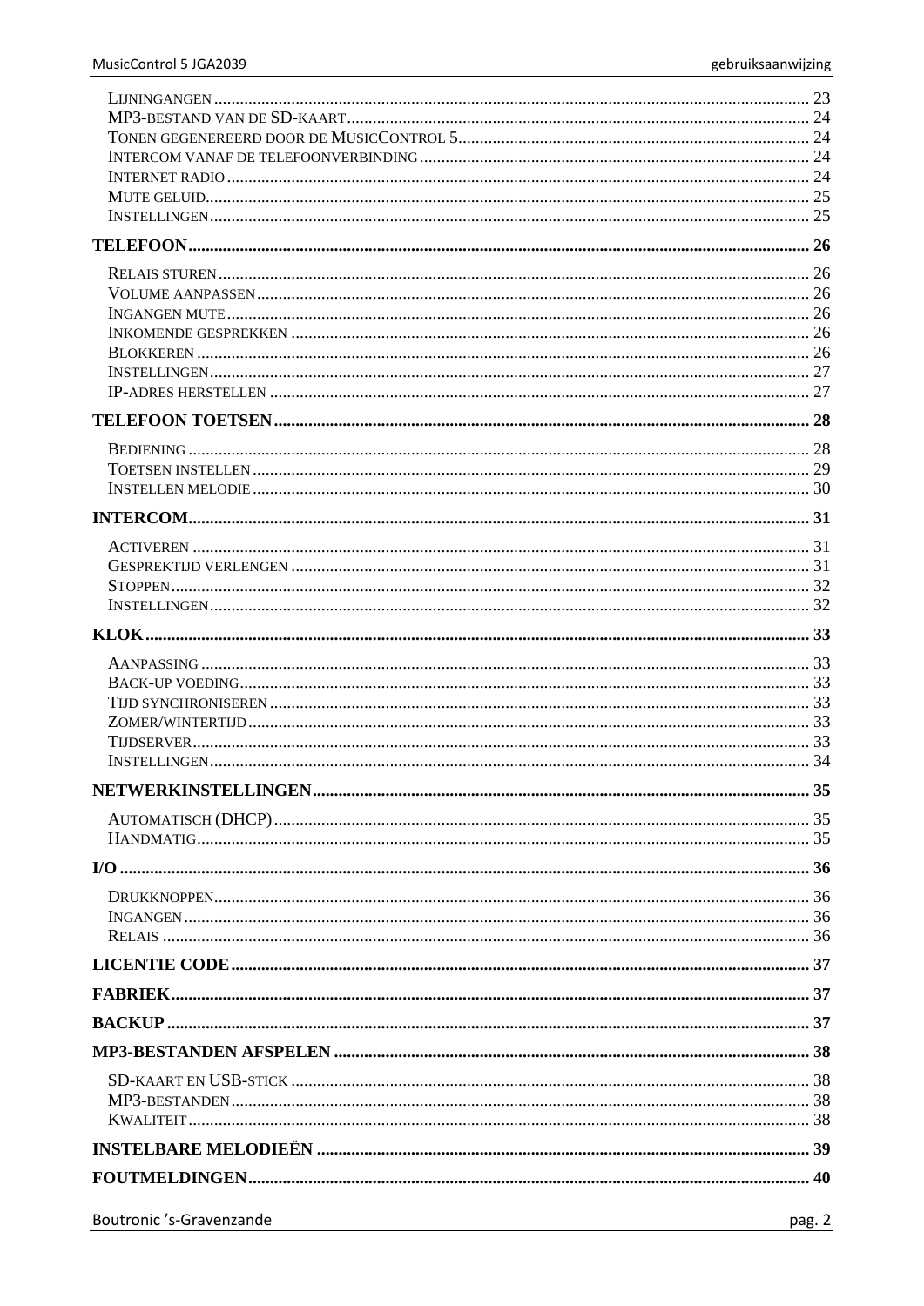- Lijningangen ........ 23
- MP3-bestand van de SD-kaart ........ 24
- Tonen gegenereerd door de MusicControl 5 ........ 24
- Intercom vanaf de telefoonverbinding ........ 24
- Internet radio ........ 24
- Mute geluid ........ 25
- Instellingen ........ 25

**TELEFOON ........ 26**

- Relais sturen ........ 26
- Volume aanpassen ........ 26
- Ingangen mute ........ 26
- Inkomende gesprekken ........ 26
- Blokkeren ........ 26
- Instellingen ........ 27
- IP-adres herstellen ........ 27

**TELEFOON TOETSEN ........ 28**

- Bediening ........ 28
- Toetsen instellen ........ 29
- Instellen melodie ........ 30

**INTERCOM ........ 31**

- Activeren ........ 31
- Gesprektijd verlengen ........ 31
- Stoppen ........ 32
- Instellingen ........ 32

**KLOK ........ 33**

- Aanpassing ........ 33
- Back-up voeding ........ 33
- Tijd synchroniseren ........ 33
- Zomer/wintertijd ........ 33
- Tijdserver ........ 33
- Instellingen ........ 34

**NETWERKINSTELLINGEN ........ 35**

- Automatisch (DHCP) ........ 35
- Handmatig ........ 35

**I/O ........ 36**

- Drukknoppen ........ 36
- Ingangen ........ 36
- Relais ........ 36

**LICENTIE CODE ........ 37**

**FABRIEK ........ 37**

**BACKUP ........ 37**

**MP3-BESTANDEN AFSPELEN ........ 38**

- SD-kaart en USB-stick ........ 38
- MP3-bestanden ........ 38
- Kwaliteit ........ 38

**INSTELBARE MELODIEËN ........ 39**

**FOUTMELDINGEN ........ 40**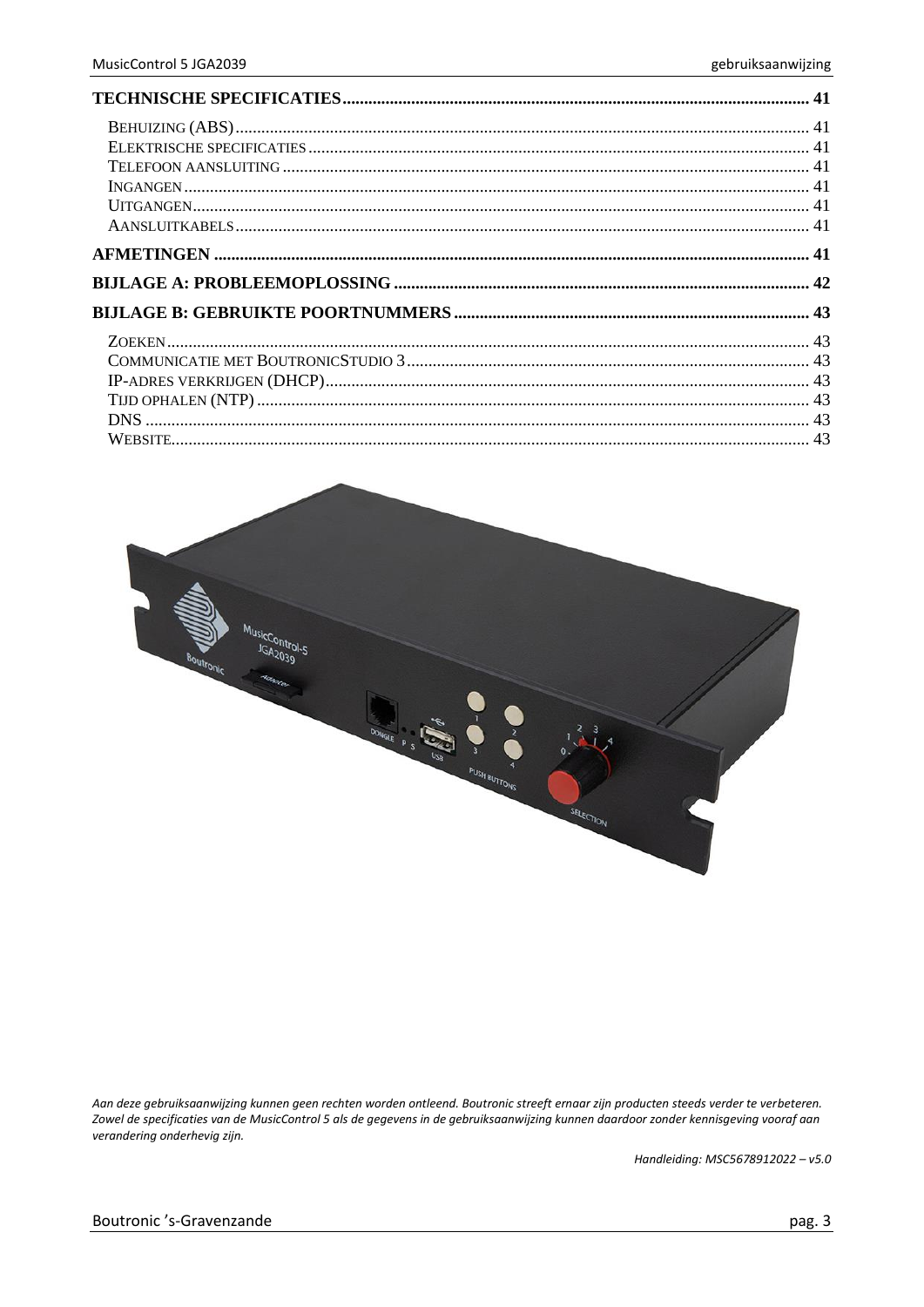**TECHNISCHE SPECIFICATIES** ........................................................................................ 41

- BEHUIZING (ABS) ........................................................................................ 41
- ELEKTRISCHE SPECIFICATIES ........................................................................................ 41
- TELEFOON AANSLUITING ........................................................................................ 41
- INGANGEN ........................................................................................ 41
- UITGANGEN ........................................................................................ 41
- AANSLUITKABELS ........................................................................................ 41

**AFMETINGEN** ........................................................................................ 41

**BIJLAGE A: PROBLEEMOPLOSSING** ........................................................................................ 42

**BIJLAGE B: GEBRUIKTE POORTNUMMERS** ........................................................................................ 43

- ZOEKEN ........................................................................................ 43
- COMMUNICATIE MET BOUTRONICSTUDIO 3 ........................................................................................ 43
- IP-ADRES VERKRIJGEN (DHCP) ........................................................................................ 43
- TIJD OPHALEN (NTP) ........................................................................................ 43
- DNS ........................................................................................ 43
- WEBSITE ........................................................................................ 43

*Aan deze gebruiksaanwijzing kunnen geen rechten worden ontleend. Boutronic streeft ernaar zijn producten steeds verder te verbeteren. Zowel de specificaties van de MusicControl 5 als de gegevens in de gebruiksaanwijzing kunnen daardoor zonder kennisgeving vooraf aan verandering onderhevig zijn.*

*Handleiding: MSC5678912022 – v5.0*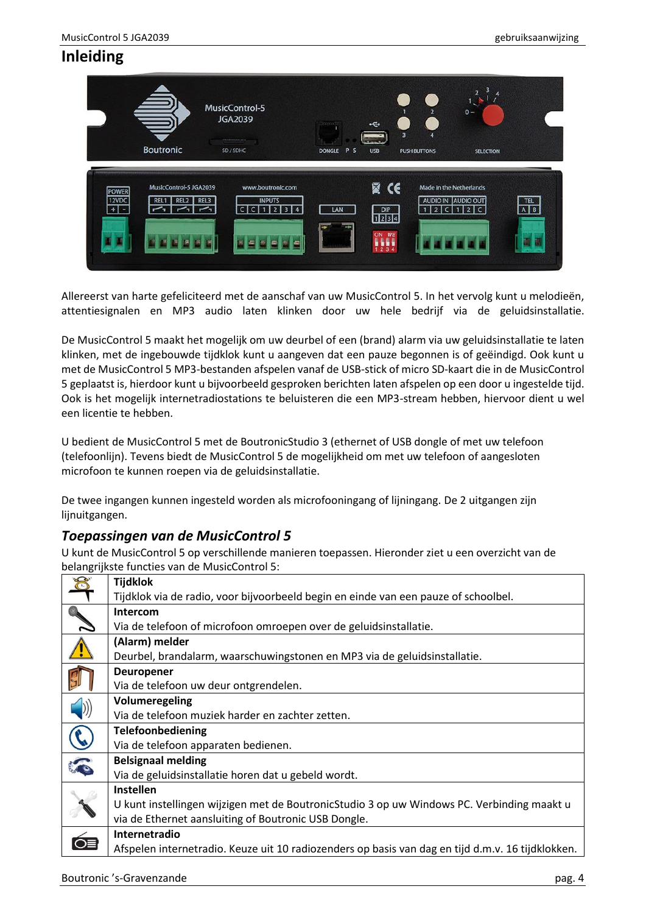# Inleiding

Allereerst van harte gefeliciteerd met de aanschaf van uw MusicControl 5. In het vervolg kunt u melodieën, attentiesignalen en MP3 audio laten klinken door uw hele bedrijf via de geluidsinstallatie.

De MusicControl 5 maakt het mogelijk om uw deurbel of een (brand) alarm via uw geluidsinstallatie te laten klinken, met de ingebouwde tijdklok kunt u aangeven dat een pauze begonnen is of geëindigd. Ook kunt u met de MusicControl 5 MP3-bestanden afspelen vanaf de USB-stick of micro SD-kaart die in de MusicControl 5 geplaatst is, hierdoor kunt u bijvoorbeeld gesproken berichten laten afspelen op een door u ingestelde tijd. Ook is het mogelijk internetradiostations te beluisteren die een MP3-stream hebben, hiervoor dient u wel een licentie te hebben.

U bedient de MusicControl 5 met de BoutronicStudio 3 (ethernet of USB dongle of met uw telefoon (telefoonlijn). Tevens biedt de MusicControl 5 de mogelijkheid om met uw telefoon of aangesloten microfoon te kunnen roepen via de geluidsinstallatie.

De twee ingangen kunnen ingesteld worden als microfooningang of lijningang. De 2 uitgangen zijn lijnuitgangen.

## *Toepassingen van de MusicControl 5*

U kunt de MusicControl 5 op verschillende manieren toepassen. Hieronder ziet u een overzicht van de belangrijkste functies van de MusicControl 5:

| | |
|---|---|
| | **Tijdklok**<br>Tijdklok via de radio, voor bijvoorbeeld begin en einde van een pauze of schoolbel. |
| | **Intercom**<br>Via de telefoon of microfoon omroepen over de geluidsinstallatie. |
| | **(Alarm) melder**<br>Deurbel, brandalarm, waarschuwingstonen en MP3 via de geluidsinstallatie. |
| | **Deuropener**<br>Via de telefoon uw deur ontgrendelen. |
| | **Volumeregeling**<br>Via de telefoon muziek harder en zachter zetten. |
| | **Telefoonbediening**<br>Via de telefoon apparaten bedienen. |
| | **Belsignaal melding**<br>Via de geluidsinstallatie horen dat u gebeld wordt. |
| | **Instellen**<br>U kunt instellingen wijzigen met de BoutronicStudio 3 op uw Windows PC. Verbinding maakt u via de Ethernet aansluiting of Boutronic USB Dongle. |
| | **Internetradio**<br>Afspelen internetradio. Keuze uit 10 radiozenders op basis van dag en tijd d.m.v. 16 tijdklokken. |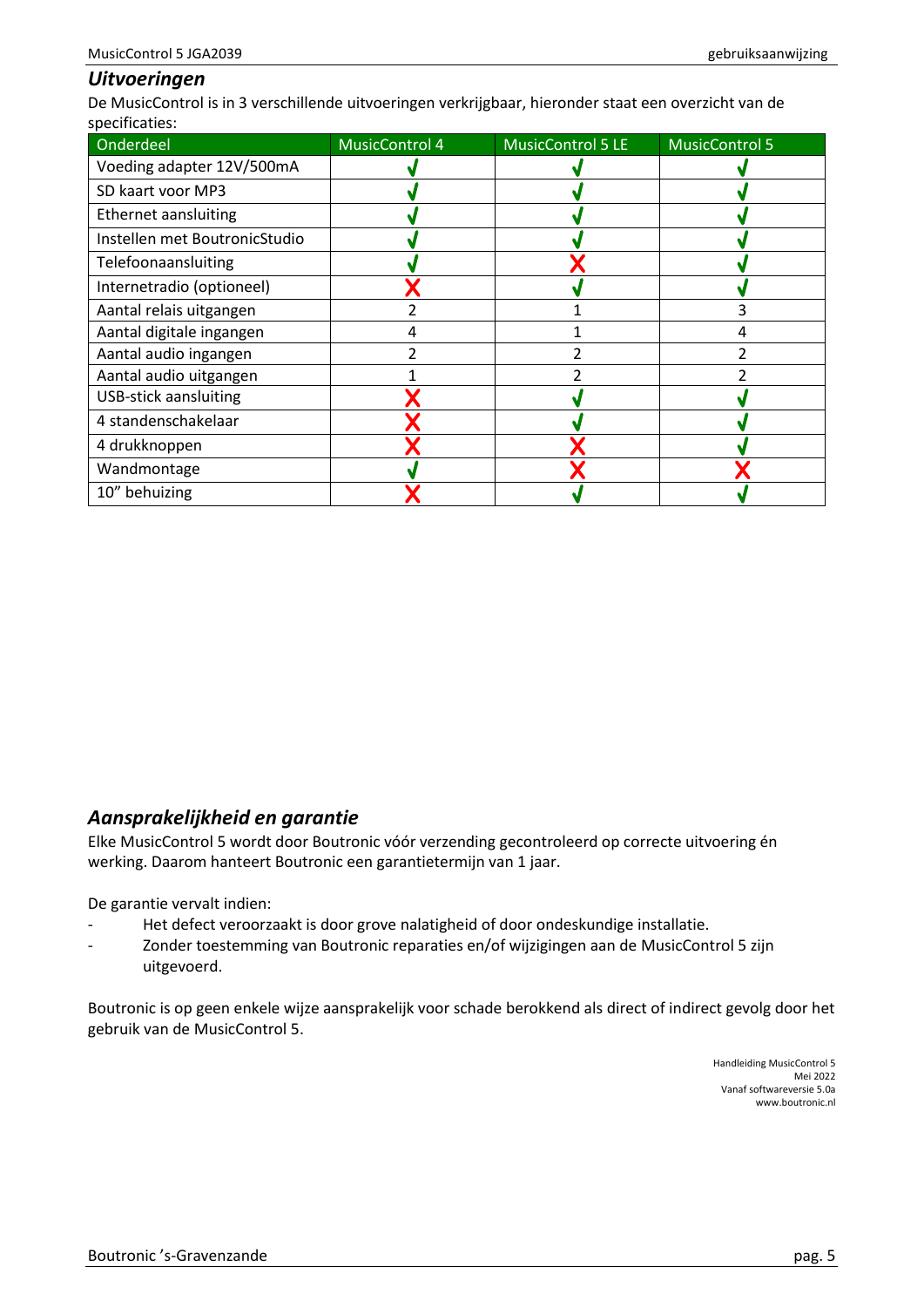## *Uitvoeringen*

De MusicControl is in 3 verschillende uitvoeringen verkrijgbaar, hieronder staat een overzicht van de specificaties:

| Onderdeel | MusicControl 4 | MusicControl 5 LE | MusicControl 5 |
|---|---|---|---|
| Voeding adapter 12V/500mA | ✔ | ✔ | ✔ |
| SD kaart voor MP3 | ✔ | ✔ | ✔ |
| Ethernet aansluiting | ✔ | ✔ | ✔ |
| Instellen met BoutronicStudio | ✔ | ✔ | ✔ |
| Telefoonaansluiting | ✔ | ✘ | ✔ |
| Internetradio (optioneel) | ✘ | ✔ | ✔ |
| Aantal relais uitgangen | 2 | 1 | 3 |
| Aantal digitale ingangen | 4 | 1 | 4 |
| Aantal audio ingangen | 2 | 2 | 2 |
| Aantal audio uitgangen | 1 | 2 | 2 |
| USB-stick aansluiting | ✘ | ✔ | ✔ |
| 4 standenschakelaar | ✘ | ✔ | ✔ |
| 4 drukknoppen | ✘ | ✘ | ✔ |
| Wandmontage | ✔ | ✘ | ✘ |
| 10" behuizing | ✘ | ✔ | ✔ |

## *Aansprakelijkheid en garantie*

Elke MusicControl 5 wordt door Boutronic vóór verzending gecontroleerd op correcte uitvoering én werking. Daarom hanteert Boutronic een garantietermijn van 1 jaar.

De garantie vervalt indien:

- Het defect veroorzaakt is door grove nalatigheid of door ondeskundige installatie.
- Zonder toestemming van Boutronic reparaties en/of wijzigingen aan de MusicControl 5 zijn uitgevoerd.

Boutronic is op geen enkele wijze aansprakelijk voor schade berokkend als direct of indirect gevolg door het gebruik van de MusicControl 5.

Handleiding MusicControl 5
Mei 2022
Vanaf softwareversie 5.0a
www.boutronic.nl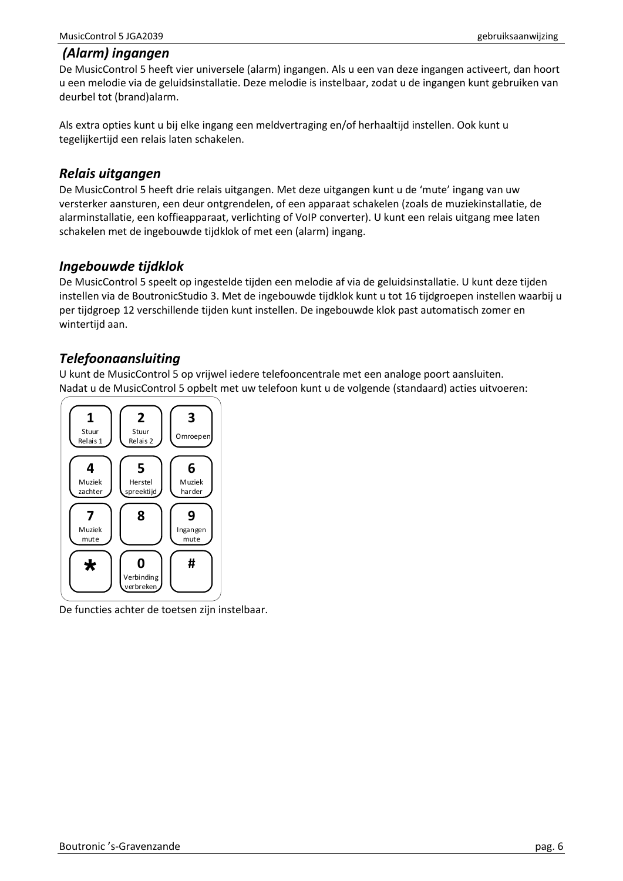## (Alarm) ingangen

De MusicControl 5 heeft vier universele (alarm) ingangen. Als u een van deze ingangen activeert, dan hoort u een melodie via de geluidsinstallatie. Deze melodie is instelbaar, zodat u de ingangen kunt gebruiken van deurbel tot (brand)alarm.

Als extra opties kunt u bij elke ingang een meldvertraging en/of herhaaltijd instellen. Ook kunt u tegelijkertijd een relais laten schakelen.

## Relais uitgangen

De MusicControl 5 heeft drie relais uitgangen. Met deze uitgangen kunt u de 'mute' ingang van uw versterker aansturen, een deur ontgrendelen, of een apparaat schakelen (zoals de muziekinstallatie, de alarminstallatie, een koffieapparaat, verlichting of VoIP converter). U kunt een relais uitgang mee laten schakelen met de ingebouwde tijdklok of met een (alarm) ingang.

## Ingebouwde tijdklok

De MusicControl 5 speelt op ingestelde tijden een melodie af via de geluidsinstallatie. U kunt deze tijden instellen via de BoutronicStudio 3. Met de ingebouwde tijdklok kunt u tot 16 tijdgroepen instellen waarbij u per tijdgroep 12 verschillende tijden kunt instellen. De ingebouwde klok past automatisch zomer en wintertijd aan.

## Telefoonaansluiting

U kunt de MusicControl 5 op vrijwel iedere telefooncentrale met een analoge poort aansluiten.
Nadat u de MusicControl 5 opbelt met uw telefoon kunt u de volgende (standaard) acties uitvoeren:

| | | |
|---|---|---|
| **1** Stuur Relais 1 | **2** Stuur Relais 2 | **3** Omroepen |
| **4** Muziek zachter | **5** Herstel spreektijd | **6** Muziek harder |
| **7** Muziek mute | **8** | **9** Ingangen mute |
| **\*** | **0** Verbinding verbreken | **#** |

De functies achter de toetsen zijn instelbaar.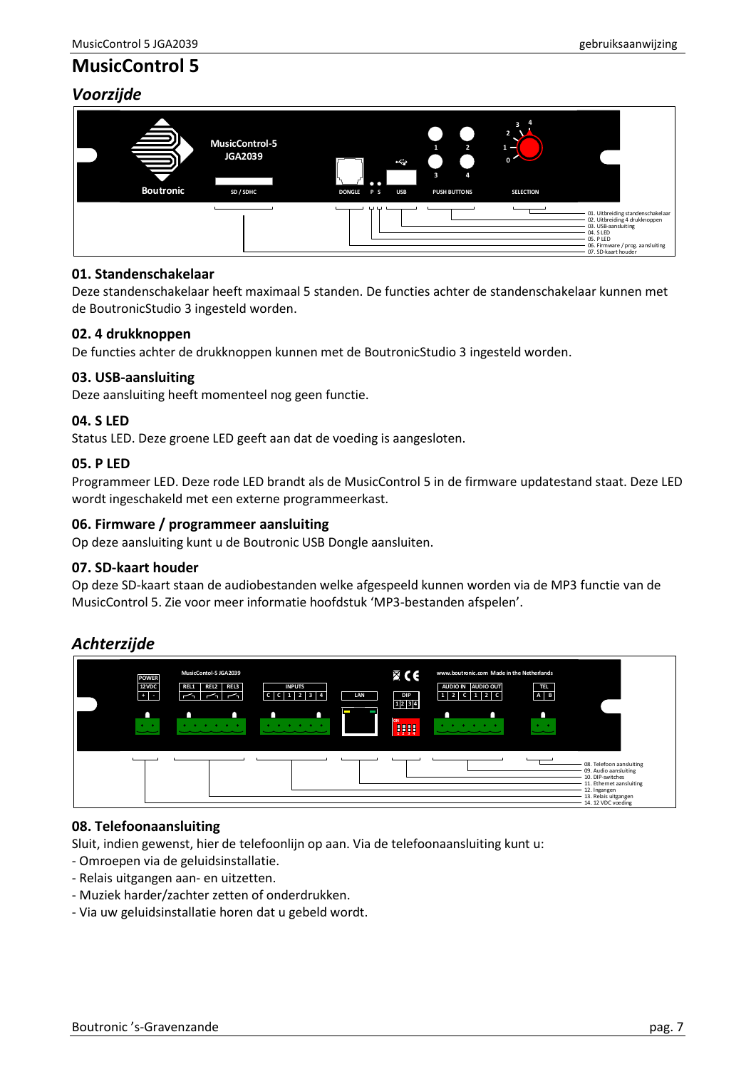# MusicControl 5

## *Voorzijde*

- 01. Uitbreiding standenschakelaar
- 02. Uitbreiding 4 drukknoppen
- 03. USB-aansluiting
- 04. S LED
- 05. P LED
- 06. Firmware / prog. aansluiting
- 07. SD-kaart houder

### 01. Standenschakelaar

Deze standenschakelaar heeft maximaal 5 standen. De functies achter de standenschakelaar kunnen met de BoutronicStudio 3 ingesteld worden.

### 02. 4 drukknoppen

De functies achter de drukknoppen kunnen met de BoutronicStudio 3 ingesteld worden.

### 03. USB-aansluiting

Deze aansluiting heeft momenteel nog geen functie.

### 04. S LED

Status LED. Deze groene LED geeft aan dat de voeding is aangesloten.

### 05. P LED

Programmeer LED. Deze rode LED brandt als de MusicControl 5 in de firmware updatestand staat. Deze LED wordt ingeschakeld met een externe programmeerkast.

### 06. Firmware / programmeer aansluiting

Op deze aansluiting kunt u de Boutronic USB Dongle aansluiten.

### 07. SD-kaart houder

Op deze SD-kaart staan de audiobestanden welke afgespeeld kunnen worden via de MP3 functie van de MusicControl 5. Zie voor meer informatie hoofdstuk 'MP3-bestanden afspelen'.

## *Achterzijde*

- 08. Telefoon aansluiting
- 09. Audio aansluiting
- 10. DIP-switches
- 11. Ethernet aansluiting
- 12. Ingangen
- 13. Relais uitgangen
- 14. 12 VDC voeding

### 08. Telefoonaansluiting

Sluit, indien gewenst, hier de telefoonlijn op aan. Via de telefoonaansluiting kunt u:
- Omroepen via de geluidsinstallatie.
- Relais uitgangen aan- en uitzetten.
- Muziek harder/zachter zetten of onderdrukken.
- Via uw geluidsinstallatie horen dat u gebeld wordt.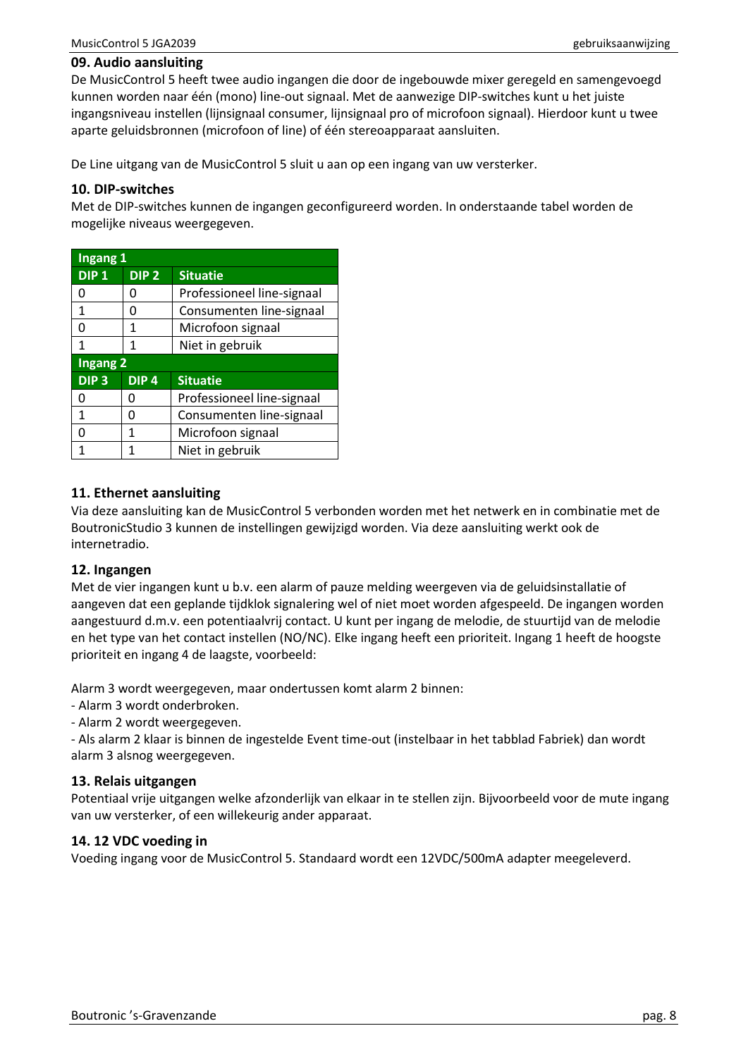## 09. Audio aansluiting

De MusicControl 5 heeft twee audio ingangen die door de ingebouwde mixer geregeld en samengevoegd kunnen worden naar één (mono) line-out signaal. Met de aanwezige DIP-switches kunt u het juiste ingangsniveau instellen (lijnsignaal consumer, lijnsignaal pro of microfoon signaal). Hierdoor kunt u twee aparte geluidsbronnen (microfoon of line) of één stereoapparaat aansluiten.

De Line uitgang van de MusicControl 5 sluit u aan op een ingang van uw versterker.

## 10. DIP-switches

Met de DIP-switches kunnen de ingangen geconfigureerd worden. In onderstaande tabel worden de mogelijke niveaus weergegeven.

| Ingang 1 | | |
|---|---|---|
| **DIP 1** | **DIP 2** | **Situatie** |
| 0 | 0 | Professioneel line-signaal |
| 1 | 0 | Consumenten line-signaal |
| 0 | 1 | Microfoon signaal |
| 1 | 1 | Niet in gebruik |
| **Ingang 2** | | |
| **DIP 3** | **DIP 4** | **Situatie** |
| 0 | 0 | Professioneel line-signaal |
| 1 | 0 | Consumenten line-signaal |
| 0 | 1 | Microfoon signaal |
| 1 | 1 | Niet in gebruik |

## 11. Ethernet aansluiting

Via deze aansluiting kan de MusicControl 5 verbonden worden met het netwerk en in combinatie met de BoutronicStudio 3 kunnen de instellingen gewijzigd worden. Via deze aansluiting werkt ook de internetradio.

## 12. Ingangen

Met de vier ingangen kunt u b.v. een alarm of pauze melding weergeven via de geluidsinstallatie of aangeven dat een geplande tijdklok signalering wel of niet moet worden afgespeeld. De ingangen worden aangestuurd d.m.v. een potentiaalvrij contact. U kunt per ingang de melodie, de stuurtijd van de melodie en het type van het contact instellen (NO/NC). Elke ingang heeft een prioriteit. Ingang 1 heeft de hoogste prioriteit en ingang 4 de laagste, voorbeeld:

Alarm 3 wordt weergegeven, maar ondertussen komt alarm 2 binnen:
- Alarm 3 wordt onderbroken.
- Alarm 2 wordt weergegeven.
- Als alarm 2 klaar is binnen de ingestelde Event time-out (instelbaar in het tabblad Fabriek) dan wordt alarm 3 alsnog weergegeven.

## 13. Relais uitgangen

Potentiaal vrije uitgangen welke afzonderlijk van elkaar in te stellen zijn. Bijvoorbeeld voor de mute ingang van uw versterker, of een willekeurig ander apparaat.

## 14. 12 VDC voeding in

Voeding ingang voor de MusicControl 5. Standaard wordt een 12VDC/500mA adapter meegeleverd.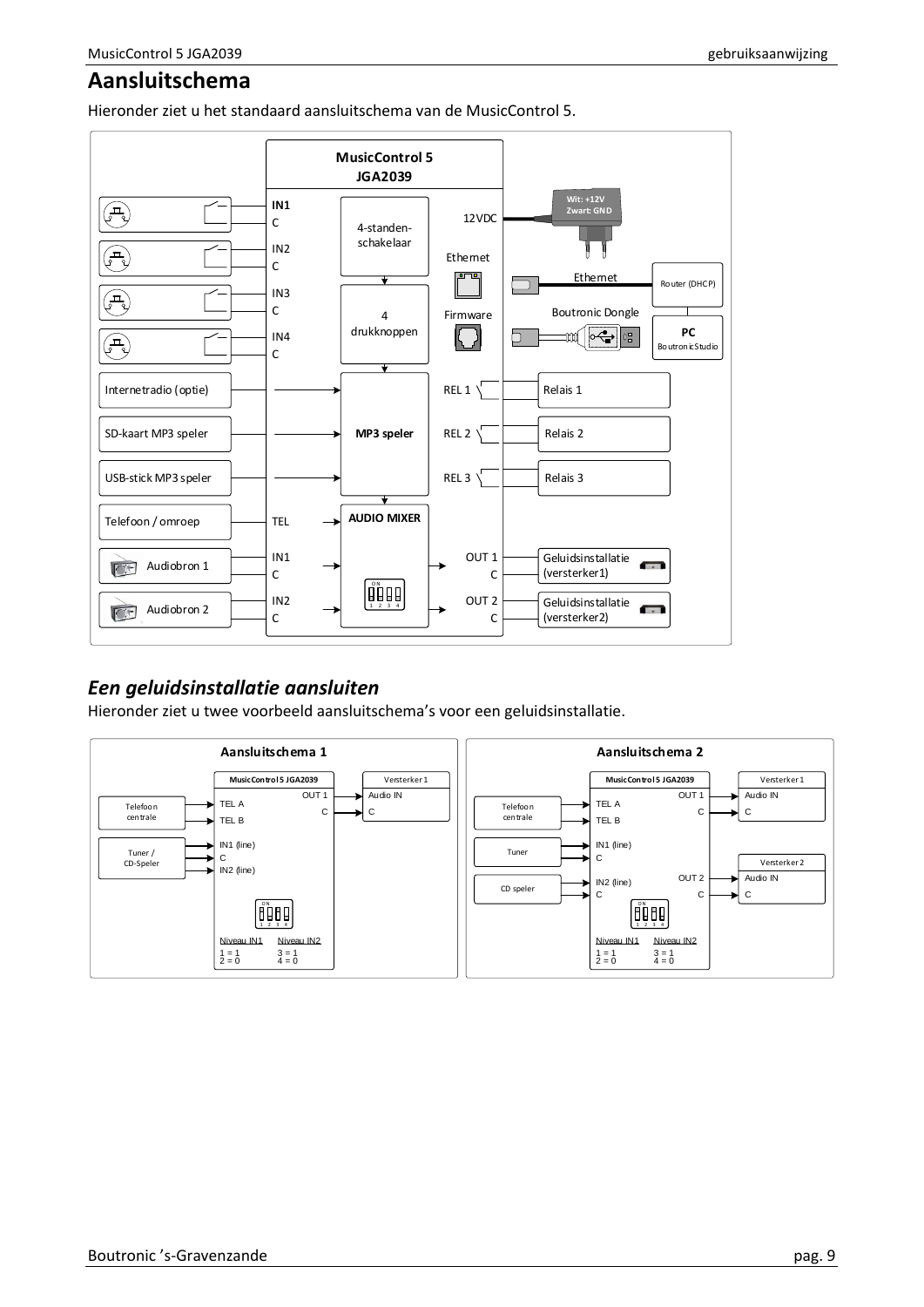# Aansluitschema

Hieronder ziet u het standaard aansluitschema van de MusicControl 5.

MusicControl 5 JGA2039

IN1 C | IN2 C | IN3 C | IN4 C

4-standen-schakelaar

4 drukknoppen

12VDC — Wit: +12V Zwart: GND

Ethernet — Ethernet — Router (DHCP)

Firmware — Boutronic Dongle — PC BoutronicStudio

Internetradio (optie) | SD-kaart MP3 speler | USB-stick MP3 speler → MP3 speler

REL 1 — Relais 1
REL 2 — Relais 2
REL 3 — Relais 3

Telefoon / omroep — TEL → AUDIO MIXER

Audiobron 1 — IN1 C
Audiobron 2 — IN2 C

OUT 1 C — Geluidsinstallatie (versterker1)
OUT 2 C — Geluidsinstallatie (versterker2)

## *Een geluidsinstallatie aansluiten*

Hieronder ziet u twee voorbeeld aansluitschema's voor een geluidsinstallatie.

**Aansluitschema 1**

MusicControl 5 JGA2039

Telefoon centrale → TEL A, TEL B

Tuner / CD-Speler → IN1 (line), C, IN2 (line)

OUT 1, C → Versterker 1: Audio IN, C

Niveau IN1: 1 = 1, 2 = 0
Niveau IN2: 3 = 1, 4 = 0

**Aansluitschema 2**

MusicControl 5 JGA2039

Telefoon centrale → TEL A, TEL B

Tuner → IN1 (line), C

CD speler → IN2 (line), C

OUT 1, C → Versterker 1: Audio IN, C

OUT 2, C → Versterker 2: Audio IN, C

Niveau IN1: 1 = 1, 2 = 0
Niveau IN2: 3 = 1, 4 = 0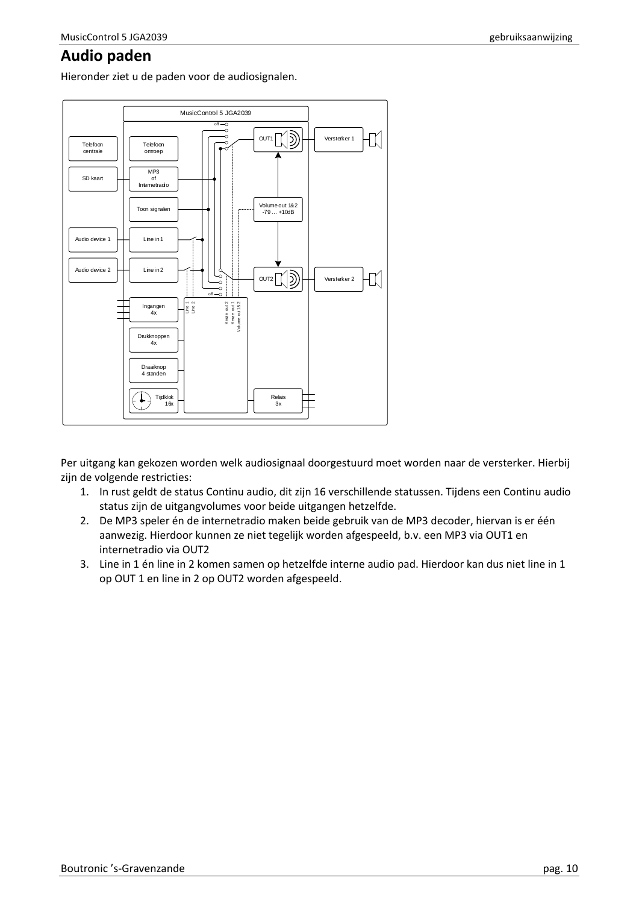# Audio paden

Hieronder ziet u de paden voor de audiosignalen.

Per uitgang kan gekozen worden welk audiosignaal doorgestuurd moet worden naar de versterker. Hierbij zijn de volgende restricties:

1. In rust geldt de status Continu audio, dit zijn 16 verschillende statussen. Tijdens een Continu audio status zijn de uitgangvolumes voor beide uitgangen hetzelfde.
2. De MP3 speler én de internetradio maken beide gebruik van de MP3 decoder, hiervan is er één aanwezig. Hierdoor kunnen ze niet tegelijk worden afgespeeld, b.v. een MP3 via OUT1 en internetradio via OUT2
3. Line in 1 én line in 2 komen samen op hetzelfde interne audio pad. Hierdoor kan dus niet line in 1 op OUT 1 en line in 2 op OUT2 worden afgespeeld.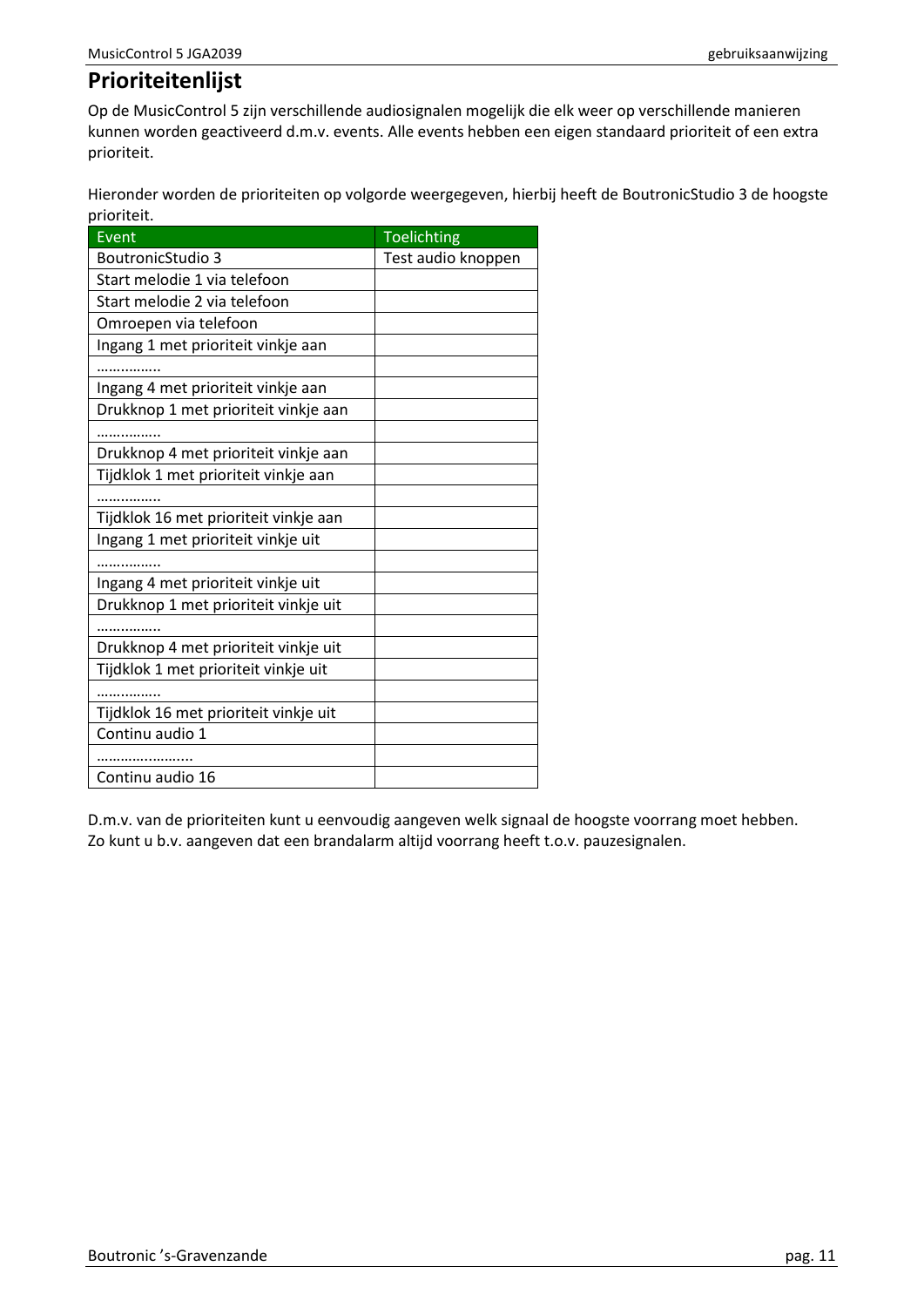# Prioriteitenlijst

Op de MusicControl 5 zijn verschillende audiosignalen mogelijk die elk weer op verschillende manieren kunnen worden geactiveerd d.m.v. events. Alle events hebben een eigen standaard prioriteit of een extra prioriteit.

Hieronder worden de prioriteiten op volgorde weergegeven, hierbij heeft de BoutronicStudio 3 de hoogste prioriteit.

| Event | Toelichting |
|---|---|
| BoutronicStudio 3 | Test audio knoppen |
| Start melodie 1 via telefoon | |
| Start melodie 2 via telefoon | |
| Omroepen via telefoon | |
| Ingang 1 met prioriteit vinkje aan | |
| …………… | |
| Ingang 4 met prioriteit vinkje aan | |
| Drukknop 1 met prioriteit vinkje aan | |
| …………… | |
| Drukknop 4 met prioriteit vinkje aan | |
| Tijdklok 1 met prioriteit vinkje aan | |
| …………… | |
| Tijdklok 16 met prioriteit vinkje aan | |
| Ingang 1 met prioriteit vinkje uit | |
| …………… | |
| Ingang 4 met prioriteit vinkje uit | |
| Drukknop 1 met prioriteit vinkje uit | |
| …………… | |
| Drukknop 4 met prioriteit vinkje uit | |
| Tijdklok 1 met prioriteit vinkje uit | |
| …………… | |
| Tijdklok 16 met prioriteit vinkje uit | |
| Continu audio 1 | |
| ………………….. | |
| Continu audio 16 | |

D.m.v. van de prioriteiten kunt u eenvoudig aangeven welk signaal de hoogste voorrang moet hebben.
Zo kunt u b.v. aangeven dat een brandalarm altijd voorrang heeft t.o.v. pauzesignalen.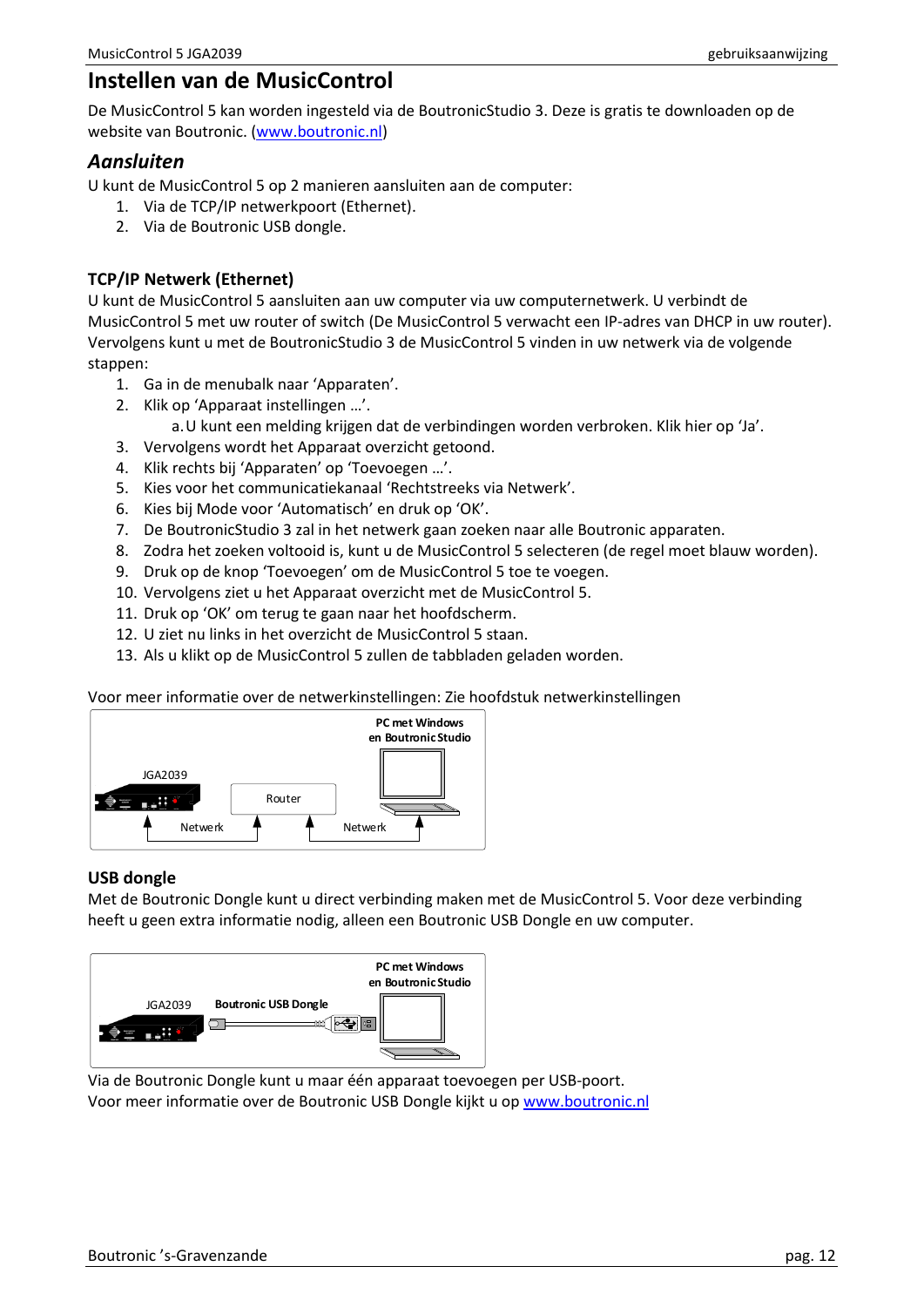# Instellen van de MusicControl

De MusicControl 5 kan worden ingesteld via de BoutronicStudio 3. Deze is gratis te downloaden op de website van Boutronic. (www.boutronic.nl)

## *Aansluiten*

U kunt de MusicControl 5 op 2 manieren aansluiten aan de computer:

1. Via de TCP/IP netwerkpoort (Ethernet).
2. Via de Boutronic USB dongle.

### TCP/IP Netwerk (Ethernet)

U kunt de MusicControl 5 aansluiten aan uw computer via uw computernetwerk. U verbindt de MusicControl 5 met uw router of switch (De MusicControl 5 verwacht een IP-adres van DHCP in uw router). Vervolgens kunt u met de BoutronicStudio 3 de MusicControl 5 vinden in uw netwerk via de volgende stappen:

1. Ga in de menubalk naar 'Apparaten'.
2. Klik op 'Apparaat instellingen …'.
   a. U kunt een melding krijgen dat de verbindingen worden verbroken. Klik hier op 'Ja'.
3. Vervolgens wordt het Apparaat overzicht getoond.
4. Klik rechts bij 'Apparaten' op 'Toevoegen …'.
5. Kies voor het communicatiekanaal 'Rechtstreeks via Netwerk'.
6. Kies bij Mode voor 'Automatisch' en druk op 'OK'.
7. De BoutronicStudio 3 zal in het netwerk gaan zoeken naar alle Boutronic apparaten.
8. Zodra het zoeken voltooid is, kunt u de MusicControl 5 selecteren (de regel moet blauw worden).
9. Druk op de knop 'Toevoegen' om de MusicControl 5 toe te voegen.
10. Vervolgens ziet u het Apparaat overzicht met de MusicControl 5.
11. Druk op 'OK' om terug te gaan naar het hoofdscherm.
12. U ziet nu links in het overzicht de MusicControl 5 staan.
13. Als u klikt op de MusicControl 5 zullen de tabbladen geladen worden.

Voor meer informatie over de netwerkinstellingen: Zie hoofdstuk netwerkinstellingen

JGA2039 — Netwerk — Router — Netwerk — PC met Windows en Boutronic Studio

### USB dongle

Met de Boutronic Dongle kunt u direct verbinding maken met de MusicControl 5. Voor deze verbinding heeft u geen extra informatie nodig, alleen een Boutronic USB Dongle en uw computer.

JGA2039 — Boutronic USB Dongle — PC met Windows en Boutronic Studio

Via de Boutronic Dongle kunt u maar één apparaat toevoegen per USB-poort.
Voor meer informatie over de Boutronic USB Dongle kijkt u op www.boutronic.nl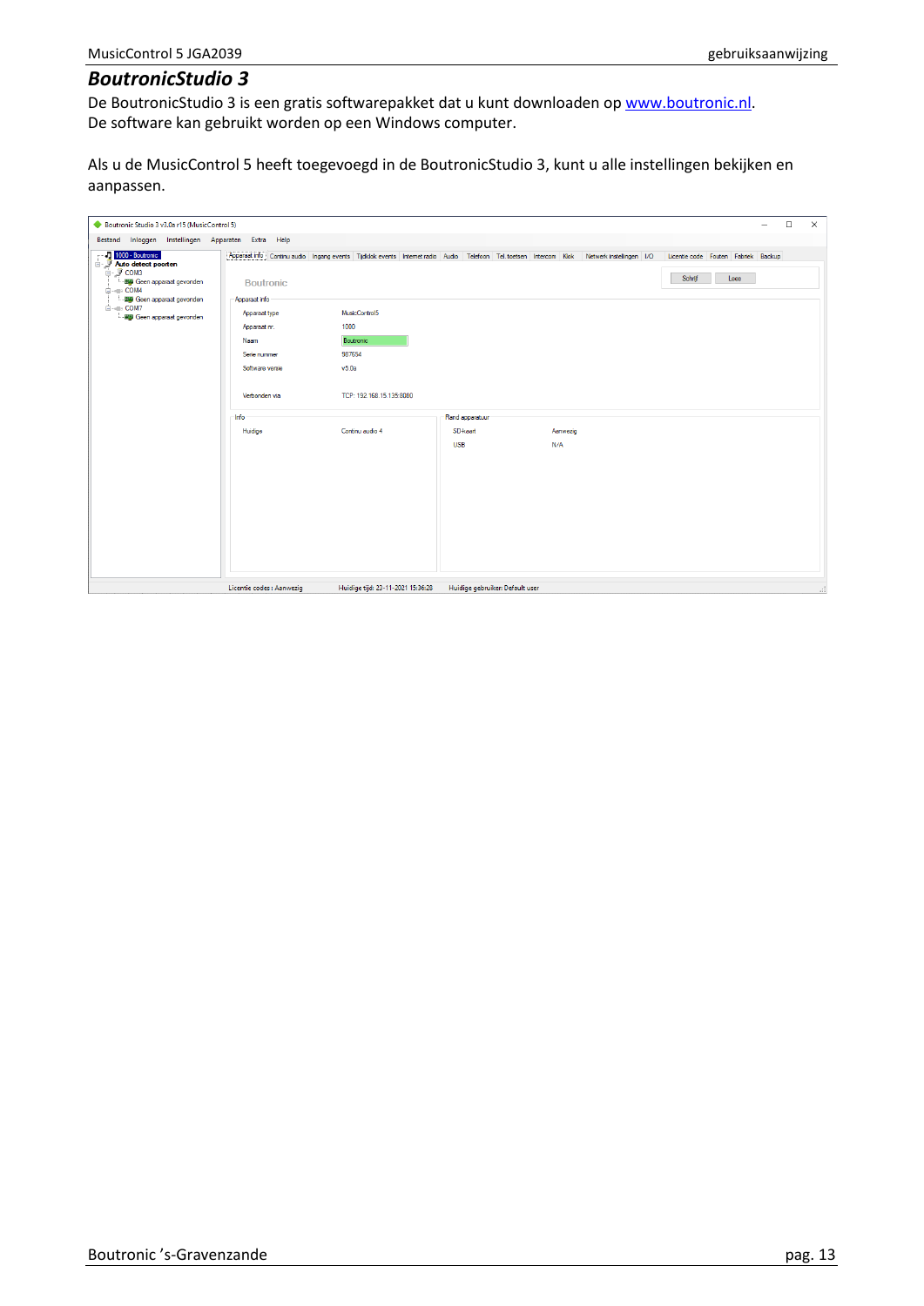## BoutronicStudio 3

De BoutronicStudio 3 is een gratis softwarepakket dat u kunt downloaden op www.boutronic.nl. De software kan gebruikt worden op een Windows computer.

Als u de MusicControl 5 heeft toegevoegd in de BoutronicStudio 3, kunt u alle instellingen bekijken en aanpassen.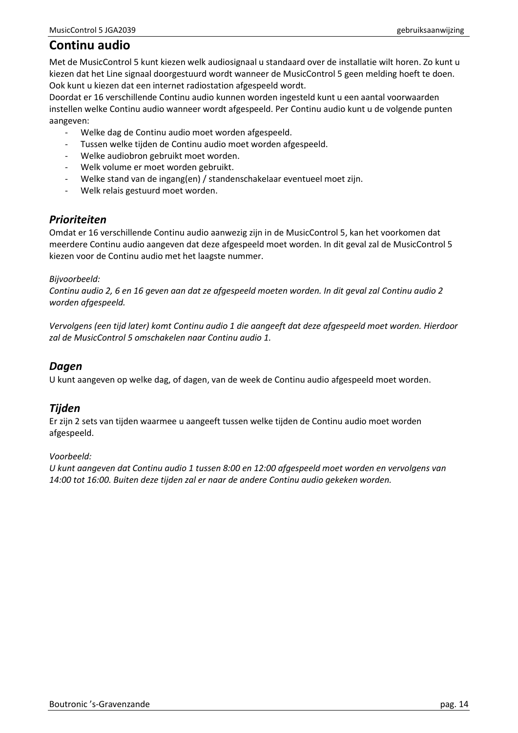# Continu audio

Met de MusicControl 5 kunt kiezen welk audiosignaal u standaard over de installatie wilt horen. Zo kunt u kiezen dat het Line signaal doorgestuurd wordt wanneer de MusicControl 5 geen melding hoeft te doen. Ook kunt u kiezen dat een internet radiostation afgespeeld wordt.
Doordat er 16 verschillende Continu audio kunnen worden ingesteld kunt u een aantal voorwaarden instellen welke Continu audio wanneer wordt afgespeeld. Per Continu audio kunt u de volgende punten aangeven:

- Welke dag de Continu audio moet worden afgespeeld.
- Tussen welke tijden de Continu audio moet worden afgespeeld.
- Welke audiobron gebruikt moet worden.
- Welk volume er moet worden gebruikt.
- Welke stand van de ingang(en) / standenschakelaar eventueel moet zijn.
- Welk relais gestuurd moet worden.

## *Prioriteiten*

Omdat er 16 verschillende Continu audio aanwezig zijn in de MusicControl 5, kan het voorkomen dat meerdere Continu audio aangeven dat deze afgespeeld moet worden. In dit geval zal de MusicControl 5 kiezen voor de Continu audio met het laagste nummer.

*Bijvoorbeeld:*
*Continu audio 2, 6 en 16 geven aan dat ze afgespeeld moeten worden. In dit geval zal Continu audio 2 worden afgespeeld.*

*Vervolgens (een tijd later) komt Continu audio 1 die aangeeft dat deze afgespeeld moet worden. Hierdoor zal de MusicControl 5 omschakelen naar Continu audio 1.*

## *Dagen*

U kunt aangeven op welke dag, of dagen, van de week de Continu audio afgespeeld moet worden.

## *Tijden*

Er zijn 2 sets van tijden waarmee u aangeeft tussen welke tijden de Continu audio moet worden afgespeeld.

*Voorbeeld:*
*U kunt aangeven dat Continu audio 1 tussen 8:00 en 12:00 afgespeeld moet worden en vervolgens van 14:00 tot 16:00. Buiten deze tijden zal er naar de andere Continu audio gekeken worden.*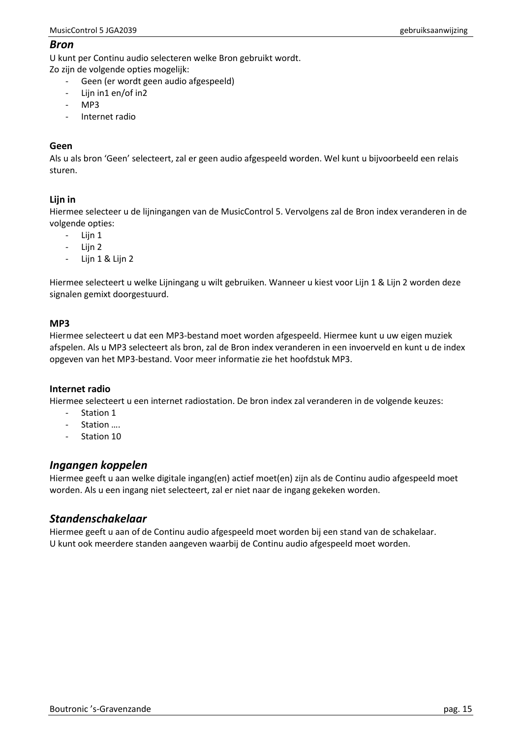## *Bron*

U kunt per Continu audio selecteren welke Bron gebruikt wordt.
Zo zijn de volgende opties mogelijk:

- Geen (er wordt geen audio afgespeeld)
- Lijn in1 en/of in2
- MP3
- Internet radio

### Geen

Als u als bron ‘Geen’ selecteert, zal er geen audio afgespeeld worden. Wel kunt u bijvoorbeeld een relais sturen.

### Lijn in

Hiermee selecteer u de lijningangen van de MusicControl 5. Vervolgens zal de Bron index veranderen in de volgende opties:

- Lijn 1
- Lijn 2
- Lijn 1 & Lijn 2

Hiermee selecteert u welke Lijningang u wilt gebruiken. Wanneer u kiest voor Lijn 1 & Lijn 2 worden deze signalen gemixt doorgestuurd.

### MP3

Hiermee selecteert u dat een MP3-bestand moet worden afgespeeld. Hiermee kunt u uw eigen muziek afspelen. Als u MP3 selecteert als bron, zal de Bron index veranderen in een invoerveld en kunt u de index opgeven van het MP3-bestand. Voor meer informatie zie het hoofdstuk MP3.

### Internet radio

Hiermee selecteert u een internet radiostation. De bron index zal veranderen in de volgende keuzes:

- Station 1
- Station ….
- Station 10

## *Ingangen koppelen*

Hiermee geeft u aan welke digitale ingang(en) actief moet(en) zijn als de Continu audio afgespeeld moet worden. Als u een ingang niet selecteert, zal er niet naar de ingang gekeken worden.

## *Standenschakelaar*

Hiermee geeft u aan of de Continu audio afgespeeld moet worden bij een stand van de schakelaar.
U kunt ook meerdere standen aangeven waarbij de Continu audio afgespeeld moet worden.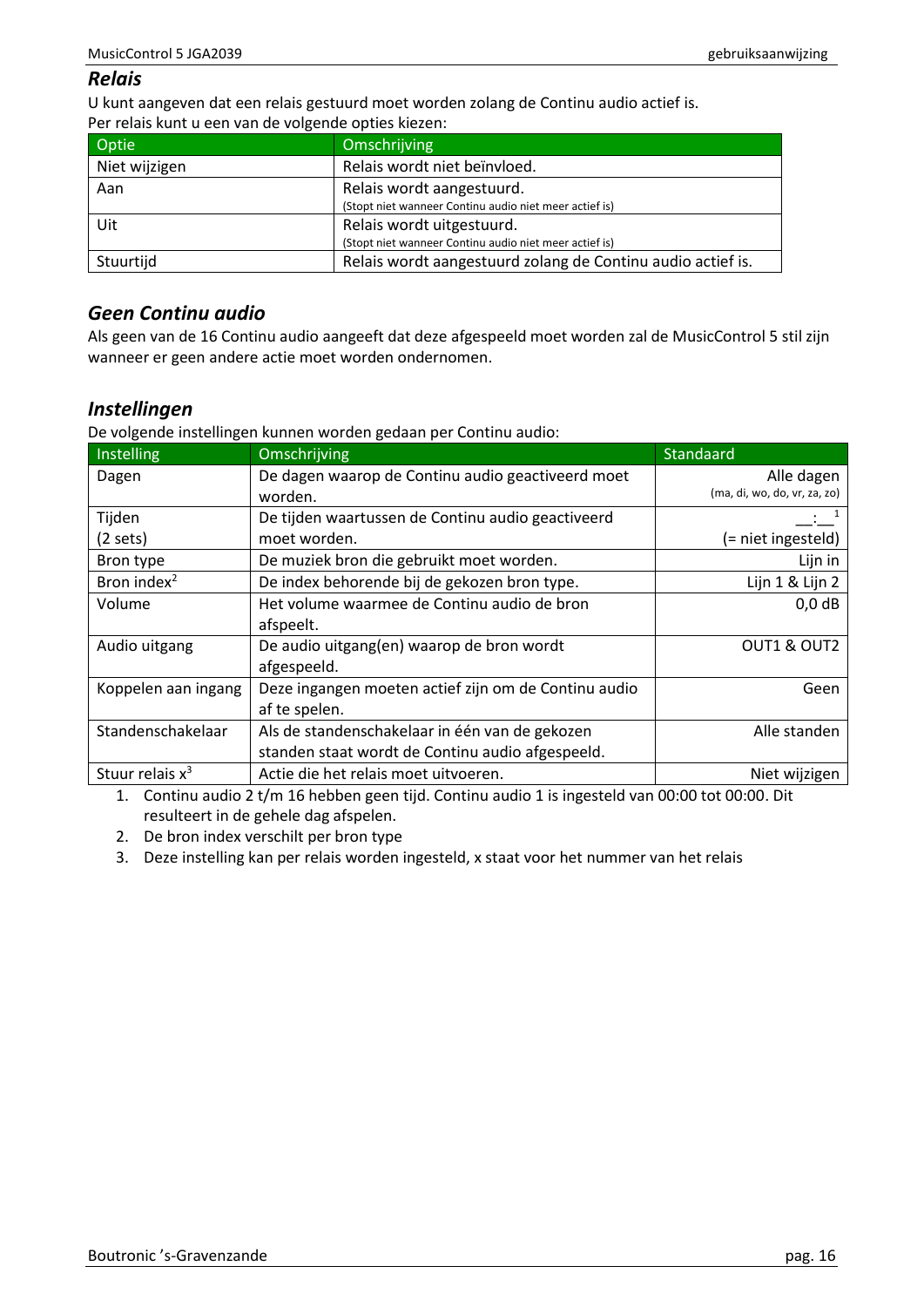## Relais

U kunt aangeven dat een relais gestuurd moet worden zolang de Continu audio actief is.
Per relais kunt u een van de volgende opties kiezen:

| Optie | Omschrijving |
| --- | --- |
| Niet wijzigen | Relais wordt niet beïnvloed. |
| Aan | Relais wordt aangestuurd.<br>(Stopt niet wanneer Continu audio niet meer actief is) |
| Uit | Relais wordt uitgestuurd.<br>(Stopt niet wanneer Continu audio niet meer actief is) |
| Stuurtijd | Relais wordt aangestuurd zolang de Continu audio actief is. |

## Geen Continu audio

Als geen van de 16 Continu audio aangeeft dat deze afgespeeld moet worden zal de MusicControl 5 stil zijn wanneer er geen andere actie moet worden ondernomen.

## Instellingen

De volgende instellingen kunnen worden gedaan per Continu audio:

| Instelling | Omschrijving | Standaard |
| --- | --- | --- |
| Dagen | De dagen waarop de Continu audio geactiveerd moet worden. | Alle dagen<br>(ma, di, wo, do, vr, za, zo) |
| Tijden<br>(2 sets) | De tijden waartussen de Continu audio geactiveerd moet worden. | __:__ [1]<br>(= niet ingesteld) |
| Bron type | De muziek bron die gebruikt moet worden. | Lijn in |
| Bron index[2] | De index behorende bij de gekozen bron type. | Lijn 1 & Lijn 2 |
| Volume | Het volume waarmee de Continu audio de bron afspeelt. | 0,0 dB |
| Audio uitgang | De audio uitgang(en) waarop de bron wordt afgespeeld. | OUT1 & OUT2 |
| Koppelen aan ingang | Deze ingangen moeten actief zijn om de Continu audio af te spelen. | Geen |
| Standenschakelaar | Als de standenschakelaar in één van de gekozen standen staat wordt de Continu audio afgespeeld. | Alle standen |
| Stuur relais x[3] | Actie die het relais moet uitvoeren. | Niet wijzigen |

1. Continu audio 2 t/m 16 hebben geen tijd. Continu audio 1 is ingesteld van 00:00 tot 00:00. Dit resulteert in de gehele dag afspelen.
2. De bron index verschilt per bron type
3. Deze instelling kan per relais worden ingesteld, x staat voor het nummer van het relais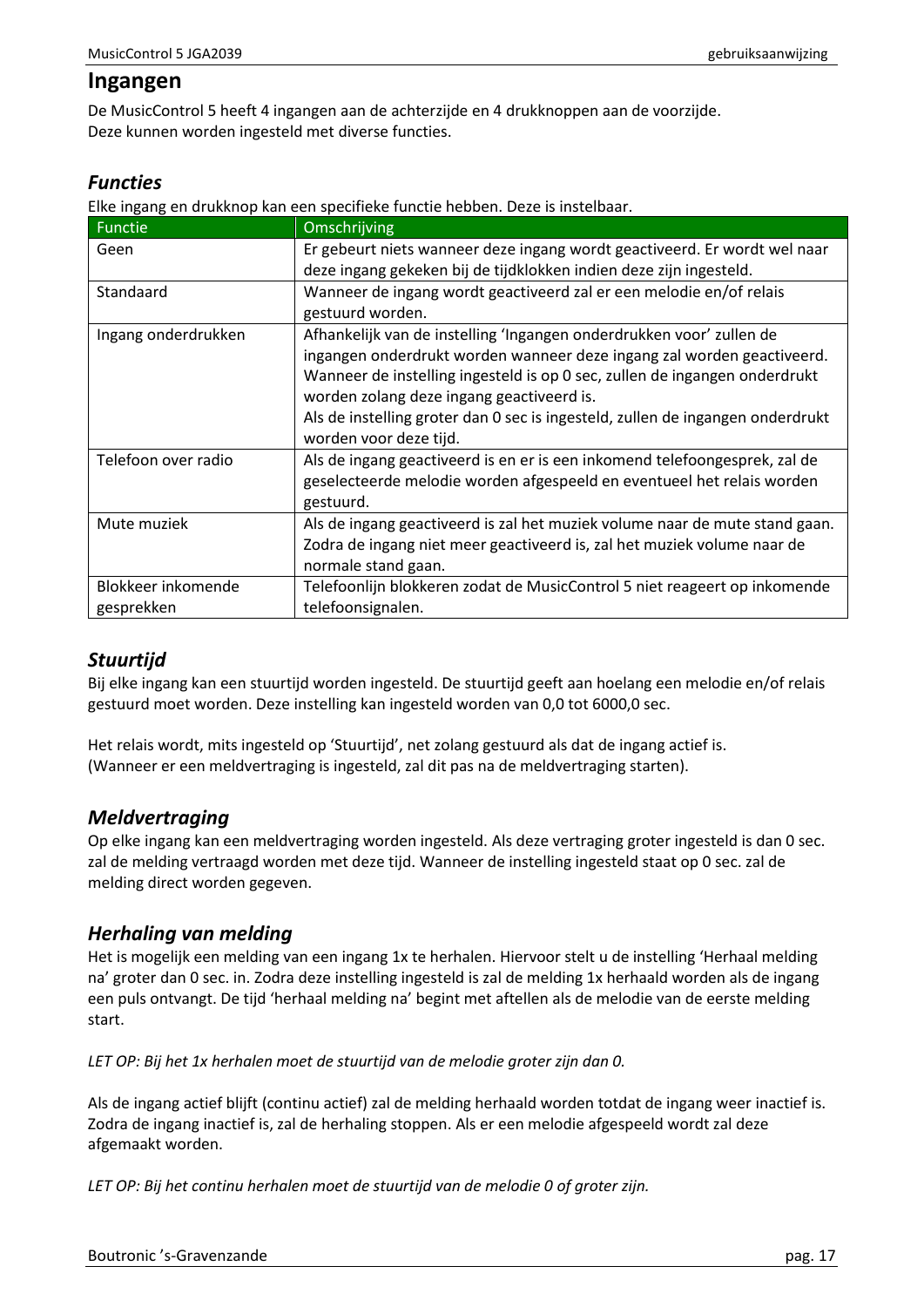## Ingangen

De MusicControl 5 heeft 4 ingangen aan de achterzijde en 4 drukknoppen aan de voorzijde.
Deze kunnen worden ingesteld met diverse functies.

### *Functies*

Elke ingang en drukknop kan een specifieke functie hebben. Deze is instelbaar.

| Functie | Omschrijving |
|---|---|
| Geen | Er gebeurt niets wanneer deze ingang wordt geactiveerd. Er wordt wel naar deze ingang gekeken bij de tijdklokken indien deze zijn ingesteld. |
| Standaard | Wanneer de ingang wordt geactiveerd zal er een melodie en/of relais gestuurd worden. |
| Ingang onderdrukken | Afhankelijk van de instelling 'Ingangen onderdrukken voor' zullen de ingangen onderdrukt worden wanneer deze ingang zal worden geactiveerd. Wanneer de instelling ingesteld is op 0 sec, zullen de ingangen onderdrukt worden zolang deze ingang geactiveerd is. Als de instelling groter dan 0 sec is ingesteld, zullen de ingangen onderdrukt worden voor deze tijd. |
| Telefoon over radio | Als de ingang geactiveerd is en er is een inkomend telefoongesprek, zal de geselecteerde melodie worden afgespeeld en eventueel het relais worden gestuurd. |
| Mute muziek | Als de ingang geactiveerd is zal het muziek volume naar de mute stand gaan. Zodra de ingang niet meer geactiveerd is, zal het muziek volume naar de normale stand gaan. |
| Blokkeer inkomende gesprekken | Telefoonlijn blokkeren zodat de MusicControl 5 niet reageert op inkomende telefoonsignalen. |

### *Stuurtijd*

Bij elke ingang kan een stuurtijd worden ingesteld. De stuurtijd geeft aan hoelang een melodie en/of relais gestuurd moet worden. Deze instelling kan ingesteld worden van 0,0 tot 6000,0 sec.

Het relais wordt, mits ingesteld op 'Stuurtijd', net zolang gestuurd als dat de ingang actief is.
(Wanneer er een meldvertraging is ingesteld, zal dit pas na de meldvertraging starten).

### *Meldvertraging*

Op elke ingang kan een meldvertraging worden ingesteld. Als deze vertraging groter ingesteld is dan 0 sec. zal de melding vertraagd worden met deze tijd. Wanneer de instelling ingesteld staat op 0 sec. zal de melding direct worden gegeven.

### *Herhaling van melding*

Het is mogelijk een melding van een ingang 1x te herhalen. Hiervoor stelt u de instelling 'Herhaal melding na' groter dan 0 sec. in. Zodra deze instelling ingesteld is zal de melding 1x herhaald worden als de ingang een puls ontvangt. De tijd 'herhaal melding na' begint met aftellen als de melodie van de eerste melding start.

*LET OP: Bij het 1x herhalen moet de stuurtijd van de melodie groter zijn dan 0.*

Als de ingang actief blijft (continu actief) zal de melding herhaald worden totdat de ingang weer inactief is. Zodra de ingang inactief is, zal de herhaling stoppen. Als er een melodie afgespeeld wordt zal deze afgemaakt worden.

*LET OP: Bij het continu herhalen moet de stuurtijd van de melodie 0 of groter zijn.*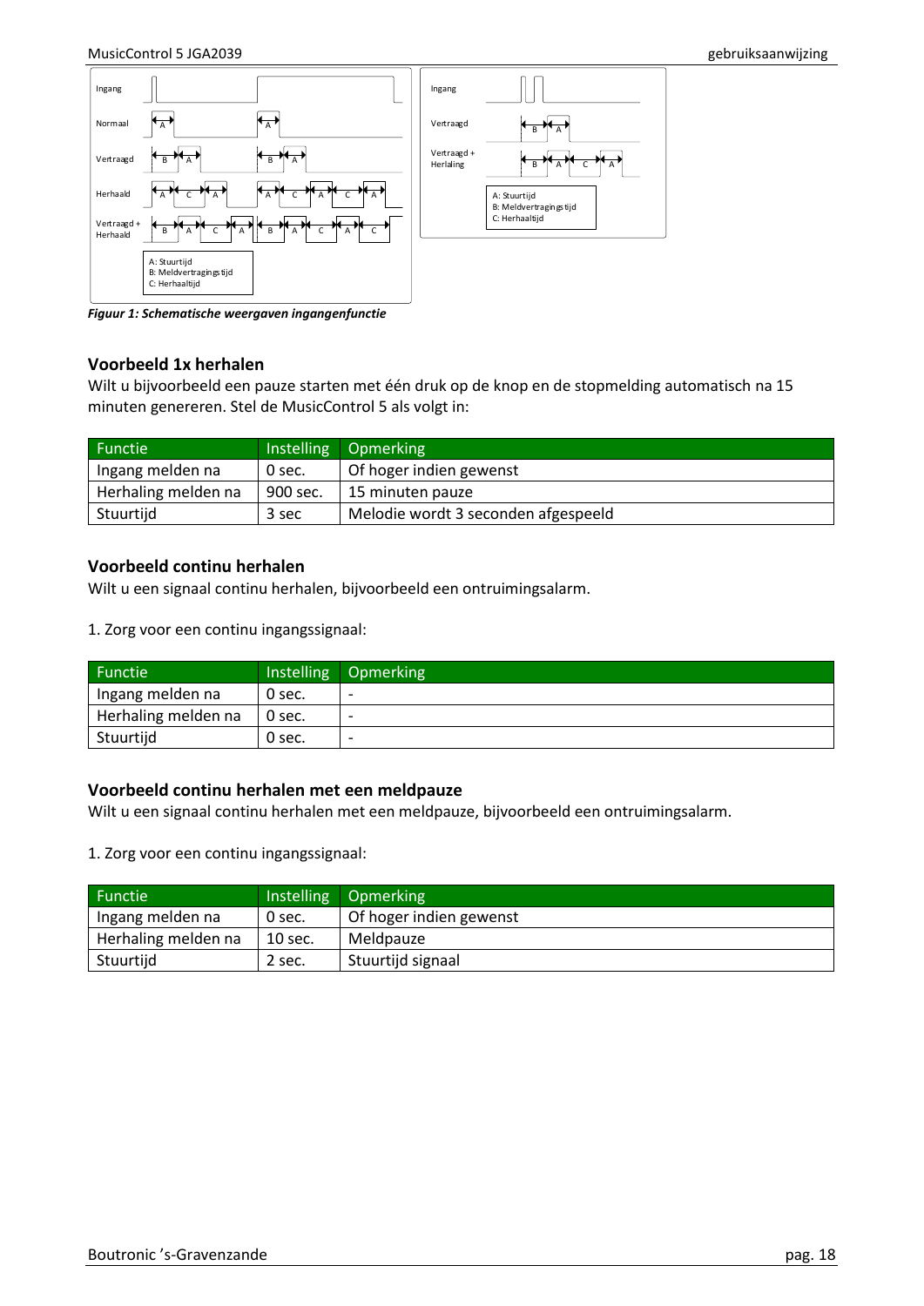Figuur 1: Schematische weergaven ingangenfunctie

### Voorbeeld 1x herhalen

Wilt u bijvoorbeeld een pauze starten met één druk op de knop en de stopmelding automatisch na 15 minuten genereren. Stel de MusicControl 5 als volgt in:

| Functie | Instelling | Opmerking |
|---|---|---|
| Ingang melden na | 0 sec. | Of hoger indien gewenst |
| Herhaling melden na | 900 sec. | 15 minuten pauze |
| Stuurtijd | 3 sec | Melodie wordt 3 seconden afgespeeld |

### Voorbeeld continu herhalen

Wilt u een signaal continu herhalen, bijvoorbeeld een ontruimingsalarm.

1. Zorg voor een continu ingangssignaal:

| Functie | Instelling | Opmerking |
|---|---|---|
| Ingang melden na | 0 sec. | - |
| Herhaling melden na | 0 sec. | - |
| Stuurtijd | 0 sec. | - |

### Voorbeeld continu herhalen met een meldpauze

Wilt u een signaal continu herhalen met een meldpauze, bijvoorbeeld een ontruimingsalarm.

1. Zorg voor een continu ingangssignaal:

| Functie | Instelling | Opmerking |
|---|---|---|
| Ingang melden na | 0 sec. | Of hoger indien gewenst |
| Herhaling melden na | 10 sec. | Meldpauze |
| Stuurtijd | 2 sec. | Stuurtijd signaal |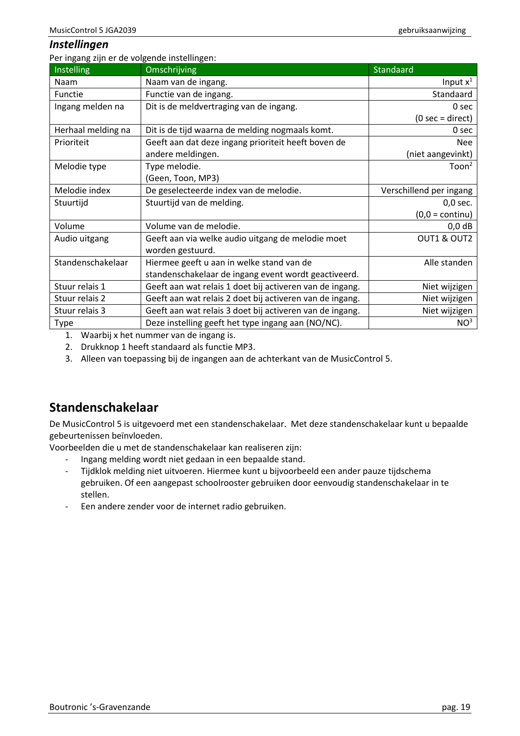### *Instellingen*

Per ingang zijn er de volgende instellingen:

| Instelling | Omschrijving | Standaard |
|---|---|---|
| Naam | Naam van de ingang. | Input x[1] |
| Functie | Functie van de ingang. | Standaard |
| Ingang melden na | Dit is de meldvertraging van de ingang. | 0 sec (0 sec = direct) |
| Herhaal melding na | Dit is de tijd waarna de melding nogmaals komt. | 0 sec |
| Prioriteit | Geeft aan dat deze ingang prioriteit heeft boven de andere meldingen. | Nee (niet aangevinkt) |
| Melodie type | Type melodie. (Geen, Toon, MP3) | Toon[2] |
| Melodie index | De geselecteerde index van de melodie. | Verschillend per ingang |
| Stuurtijd | Stuurtijd van de melding. | 0,0 sec. (0,0 = continu) |
| Volume | Volume van de melodie. | 0,0 dB |
| Audio uitgang | Geeft aan via welke audio uitgang de melodie moet worden gestuurd. | OUT1 & OUT2 |
| Standenschakelaar | Hiermee geeft u aan in welke stand van de standenschakelaar de ingang event wordt geactiveerd. | Alle standen |
| Stuur relais 1 | Geeft aan wat relais 1 doet bij activeren van de ingang. | Niet wijzigen |
| Stuur relais 2 | Geeft aan wat relais 2 doet bij activeren van de ingang. | Niet wijzigen |
| Stuur relais 3 | Geeft aan wat relais 3 doet bij activeren van de ingang. | Niet wijzigen |
| Type | Deze instelling geeft het type ingang aan (NO/NC). | NO[3] |

1. Waarbij x het nummer van de ingang is.
2. Drukknop 1 heeft standaard als functie MP3.
3. Alleen van toepassing bij de ingangen aan de achterkant van de MusicControl 5.

## Standenschakelaar

De MusicControl 5 is uitgevoerd met een standenschakelaar. Met deze standenschakelaar kunt u bepaalde gebeurtenissen beïnvloeden.

Voorbeelden die u met de standenschakelaar kan realiseren zijn:

- Ingang melding wordt niet gedaan in een bepaalde stand.
- Tijdklok melding niet uitvoeren. Hiermee kunt u bijvoorbeeld een ander pauze tijdschema gebruiken. Of een aangepast schoolrooster gebruiken door eenvoudig standenschakelaar in te stellen.
- Een andere zender voor de internet radio gebruiken.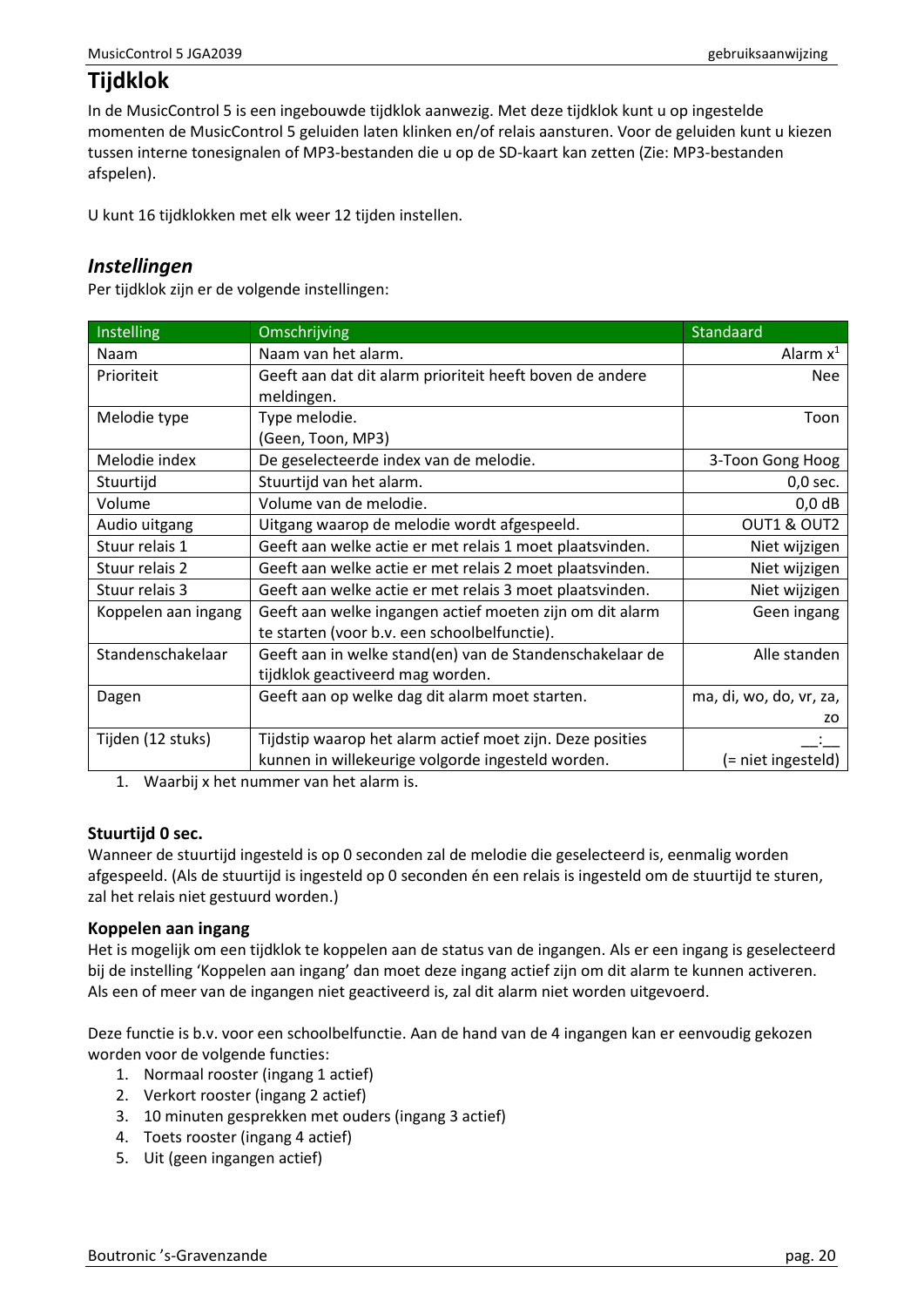# Tijdklok

In de MusicControl 5 is een ingebouwde tijdklok aanwezig. Met deze tijdklok kunt u op ingestelde momenten de MusicControl 5 geluiden laten klinken en/of relais aansturen. Voor de geluiden kunt u kiezen tussen interne tonesignalen of MP3-bestanden die u op de SD-kaart kan zetten (Zie: MP3-bestanden afspelen).

U kunt 16 tijdklokken met elk weer 12 tijden instellen.

## *Instellingen*

Per tijdklok zijn er de volgende instellingen:

| Instelling | Omschrijving | Standaard |
|---|---|---|
| Naam | Naam van het alarm. | Alarm x[1] |
| Prioriteit | Geeft aan dat dit alarm prioriteit heeft boven de andere meldingen. | Nee |
| Melodie type | Type melodie. (Geen, Toon, MP3) | Toon |
| Melodie index | De geselecteerde index van de melodie. | 3-Toon Gong Hoog |
| Stuurtijd | Stuurtijd van het alarm. | 0,0 sec. |
| Volume | Volume van de melodie. | 0,0 dB |
| Audio uitgang | Uitgang waarop de melodie wordt afgespeeld. | OUT1 & OUT2 |
| Stuur relais 1 | Geeft aan welke actie er met relais 1 moet plaatsvinden. | Niet wijzigen |
| Stuur relais 2 | Geeft aan welke actie er met relais 2 moet plaatsvinden. | Niet wijzigen |
| Stuur relais 3 | Geeft aan welke actie er met relais 3 moet plaatsvinden. | Niet wijzigen |
| Koppelen aan ingang | Geeft aan welke ingangen actief moeten zijn om dit alarm te starten (voor b.v. een schoolbelfunctie). | Geen ingang |
| Standenschakelaar | Geeft aan in welke stand(en) van de Standenschakelaar de tijdklok geactiveerd mag worden. | Alle standen |
| Dagen | Geeft aan op welke dag dit alarm moet starten. | ma, di, wo, do, vr, za, zo |
| Tijden (12 stuks) | Tijdstip waarop het alarm actief moet zijn. Deze posities kunnen in willekeurige volgorde ingesteld worden. | __:__ (= niet ingesteld) |

1. Waarbij x het nummer van het alarm is.

### Stuurtijd 0 sec.

Wanneer de stuurtijd ingesteld is op 0 seconden zal de melodie die geselecteerd is, eenmalig worden afgespeeld. (Als de stuurtijd is ingesteld op 0 seconden én een relais is ingesteld om de stuurtijd te sturen, zal het relais niet gestuurd worden.)

### Koppelen aan ingang

Het is mogelijk om een tijdklok te koppelen aan de status van de ingangen. Als er een ingang is geselecteerd bij de instelling 'Koppelen aan ingang' dan moet deze ingang actief zijn om dit alarm te kunnen activeren. Als een of meer van de ingangen niet geactiveerd is, zal dit alarm niet worden uitgevoerd.

Deze functie is b.v. voor een schoolbelfunctie. Aan de hand van de 4 ingangen kan er eenvoudig gekozen worden voor de volgende functies:

1. Normaal rooster (ingang 1 actief)
2. Verkort rooster (ingang 2 actief)
3. 10 minuten gesprekken met ouders (ingang 3 actief)
4. Toets rooster (ingang 4 actief)
5. Uit (geen ingangen actief)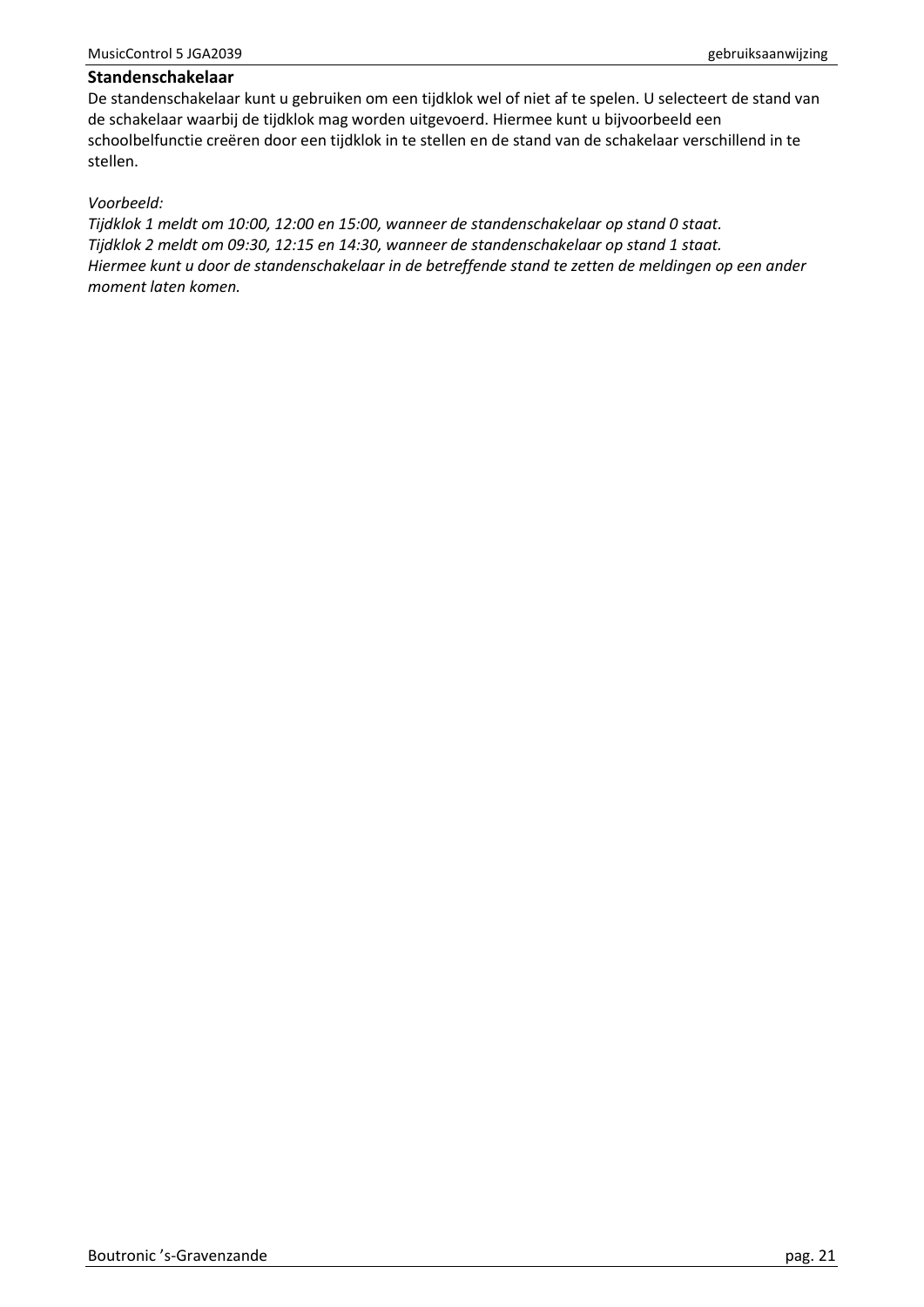**Standenschakelaar**

De standenschakelaar kunt u gebruiken om een tijdklok wel of niet af te spelen. U selecteert de stand van de schakelaar waarbij de tijdklok mag worden uitgevoerd. Hiermee kunt u bijvoorbeeld een schoolbelfunctie creëren door een tijdklok in te stellen en de stand van de schakelaar verschillend in te stellen.

*Voorbeeld:*
*Tijdklok 1 meldt om 10:00, 12:00 en 15:00, wanneer de standenschakelaar op stand 0 staat.*
*Tijdklok 2 meldt om 09:30, 12:15 en 14:30, wanneer de standenschakelaar op stand 1 staat.*
*Hiermee kunt u door de standenschakelaar in de betreffende stand te zetten de meldingen op een ander moment laten komen.*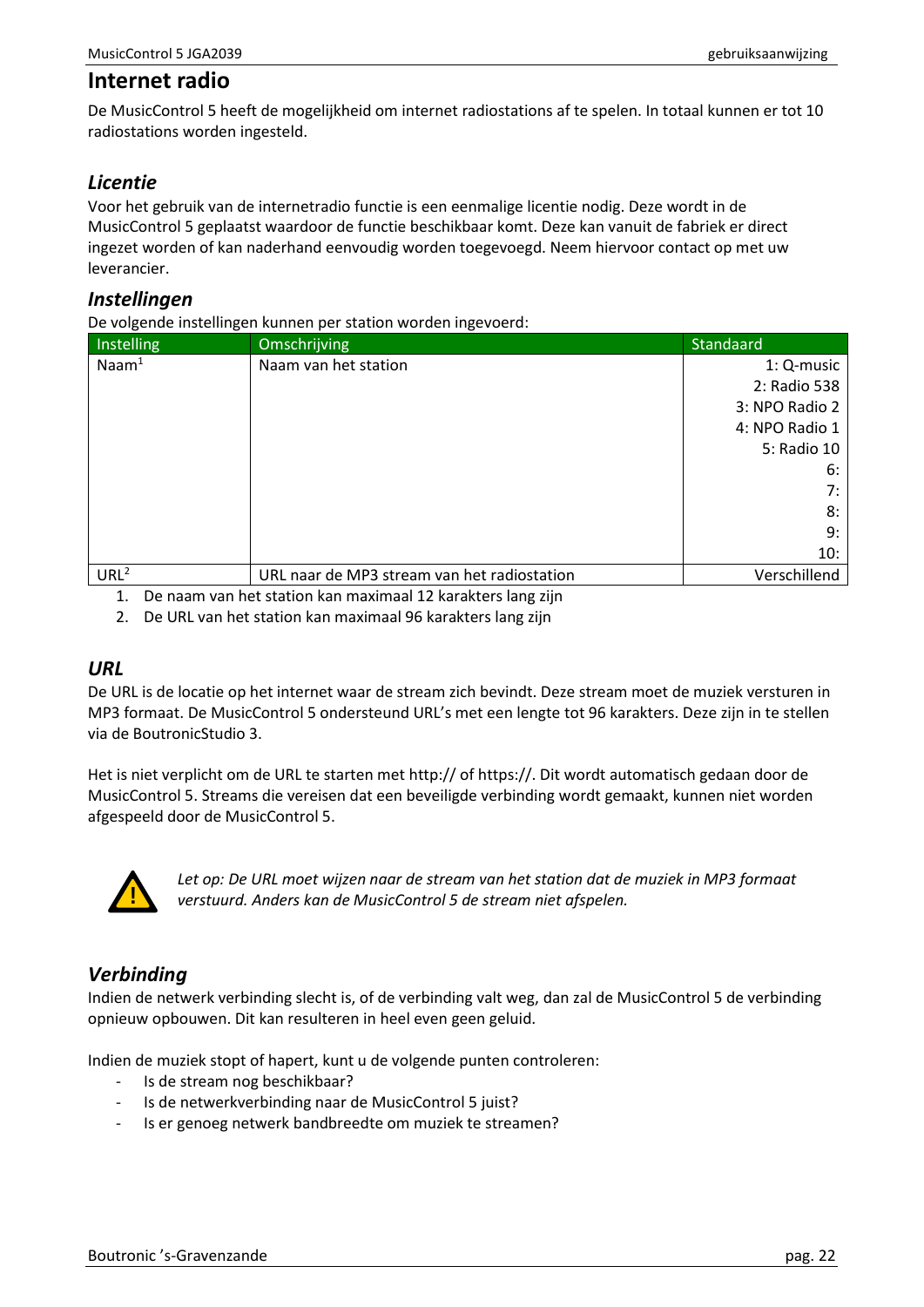# Internet radio

De MusicControl 5 heeft de mogelijkheid om internet radiostations af te spelen. In totaal kunnen er tot 10 radiostations worden ingesteld.

## *Licentie*

Voor het gebruik van de internetradio functie is een eenmalige licentie nodig. Deze wordt in de MusicControl 5 geplaatst waardoor de functie beschikbaar komt. Deze kan vanuit de fabriek er direct ingezet worden of kan naderhand eenvoudig worden toegevoegd. Neem hiervoor contact op met uw leverancier.

## *Instellingen*

De volgende instellingen kunnen per station worden ingevoerd:

| Instelling | Omschrijving | Standaard |
|---|---|---|
| Naam[1] | Naam van het station | 1: Q-music<br>2: Radio 538<br>3: NPO Radio 2<br>4: NPO Radio 1<br>5: Radio 10<br>6:<br>7:<br>8:<br>9:<br>10: |
| URL[2] | URL naar de MP3 stream van het radiostation | Verschillend |

1. De naam van het station kan maximaal 12 karakters lang zijn
2. De URL van het station kan maximaal 96 karakters lang zijn

## *URL*

De URL is de locatie op het internet waar de stream zich bevindt. Deze stream moet de muziek versturen in MP3 formaat. De MusicControl 5 ondersteund URL's met een lengte tot 96 karakters. Deze zijn in te stellen via de BoutronicStudio 3.

Het is niet verplicht om de URL te starten met http:// of https://. Dit wordt automatisch gedaan door de MusicControl 5. Streams die vereisen dat een beveiligde verbinding wordt gemaakt, kunnen niet worden afgespeeld door de MusicControl 5.

*Let op: De URL moet wijzen naar de stream van het station dat de muziek in MP3 formaat verstuurd. Anders kan de MusicControl 5 de stream niet afspelen.*

## *Verbinding*

Indien de netwerk verbinding slecht is, of de verbinding valt weg, dan zal de MusicControl 5 de verbinding opnieuw opbouwen. Dit kan resulteren in heel even geen geluid.

Indien de muziek stopt of hapert, kunt u de volgende punten controleren:

- Is de stream nog beschikbaar?
- Is de netwerkverbinding naar de MusicControl 5 juist?
- Is er genoeg netwerk bandbreedte om muziek te streamen?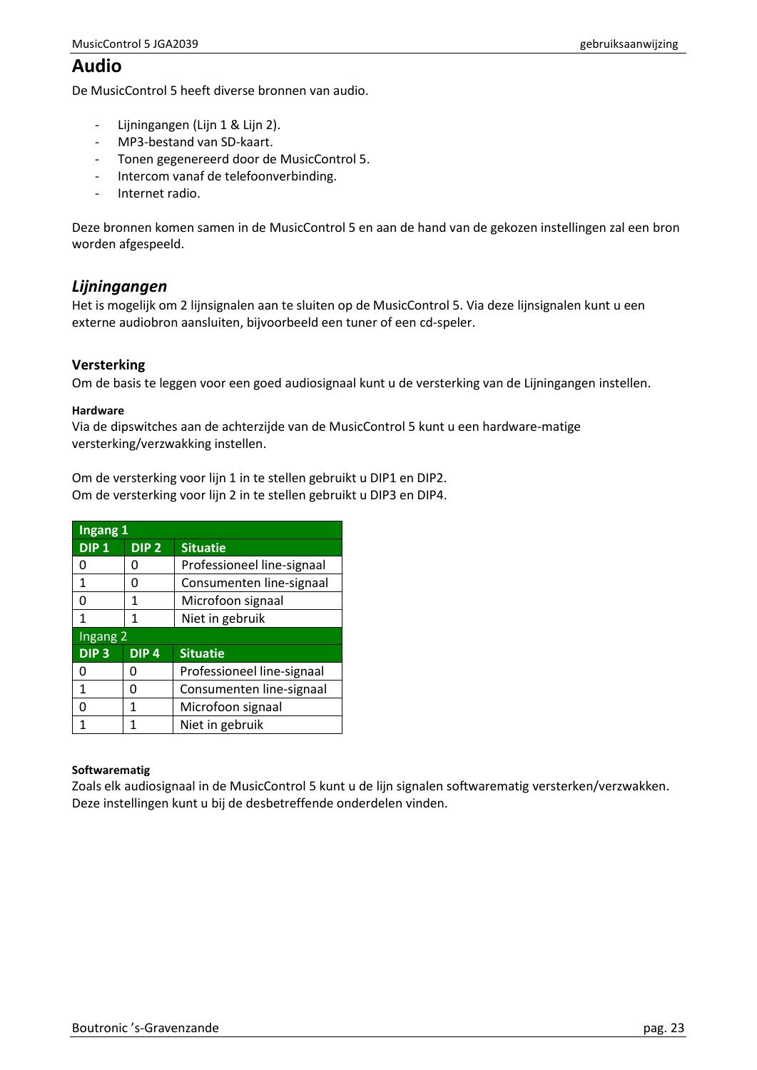# Audio

De MusicControl 5 heeft diverse bronnen van audio.

- Lijningangen (Lijn 1 & Lijn 2).
- MP3-bestand van SD-kaart.
- Tonen gegenereerd door de MusicControl 5.
- Intercom vanaf de telefoonverbinding.
- Internet radio.

Deze bronnen komen samen in de MusicControl 5 en aan de hand van de gekozen instellingen zal een bron worden afgespeeld.

## *Lijningangen*

Het is mogelijk om 2 lijnsignalen aan te sluiten op de MusicControl 5. Via deze lijnsignalen kunt u een externe audiobron aansluiten, bijvoorbeeld een tuner of een cd-speler.

### Versterking

Om de basis te leggen voor een goed audiosignaal kunt u de versterking van de Lijningangen instellen.

#### Hardware

Via de dipswitches aan de achterzijde van de MusicControl 5 kunt u een hardware-matige versterking/verzwakking instellen.

Om de versterking voor lijn 1 in te stellen gebruikt u DIP1 en DIP2.
Om de versterking voor lijn 2 in te stellen gebruikt u DIP3 en DIP4.

| **Ingang 1** | | |
|---|---|---|
| **DIP 1** | **DIP 2** | **Situatie** |
| 0 | 0 | Professioneel line-signaal |
| 1 | 0 | Consumenten line-signaal |
| 0 | 1 | Microfoon signaal |
| 1 | 1 | Niet in gebruik |
| Ingang 2 | | |
| **DIP 3** | **DIP 4** | **Situatie** |
| 0 | 0 | Professioneel line-signaal |
| 1 | 0 | Consumenten line-signaal |
| 0 | 1 | Microfoon signaal |
| 1 | 1 | Niet in gebruik |

#### Softwarematig

Zoals elk audiosignaal in de MusicControl 5 kunt u de lijn signalen softwarematig versterken/verzwakken. Deze instellingen kunt u bij de desbetreffende onderdelen vinden.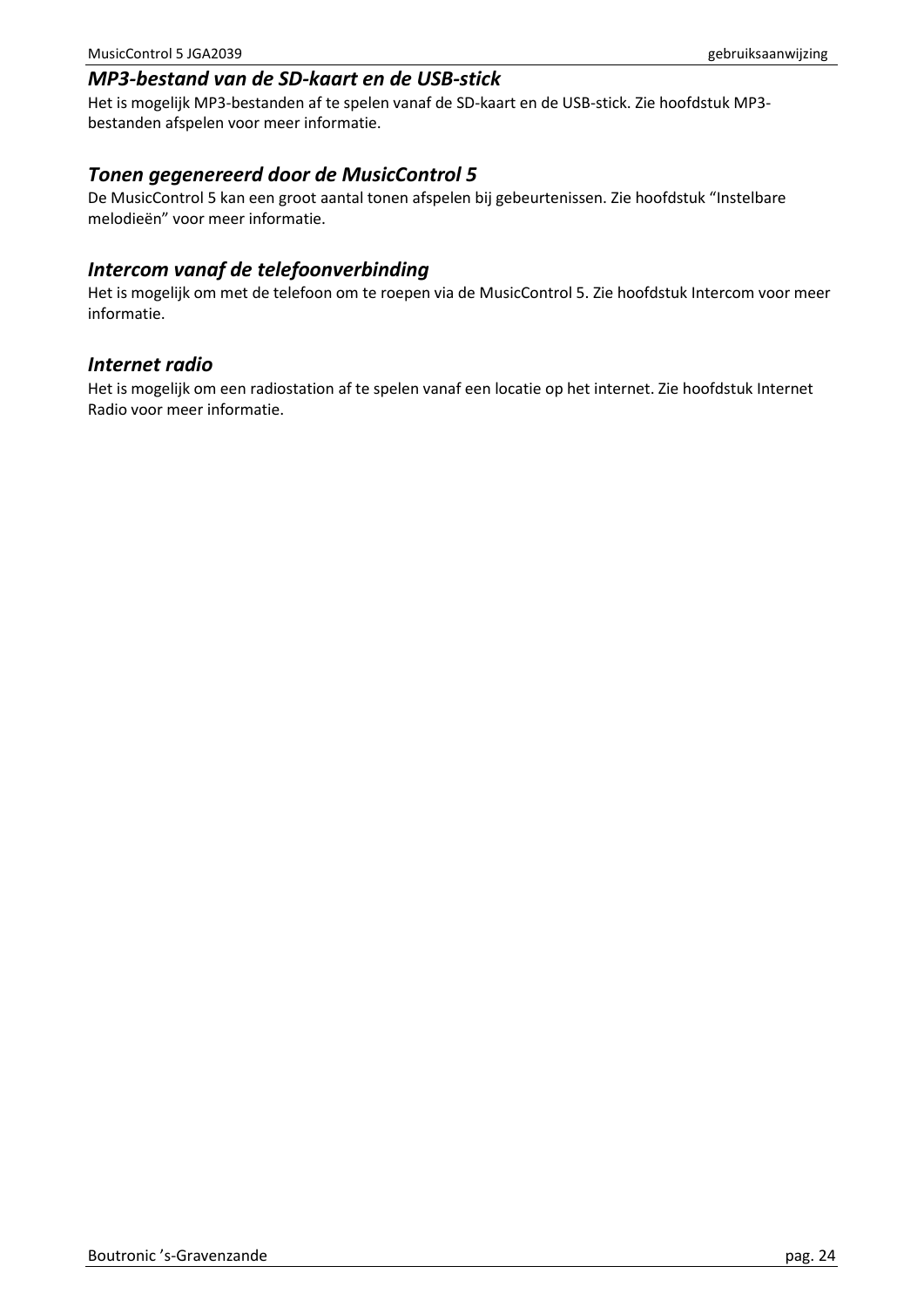### *MP3-bestand van de SD-kaart en de USB-stick*

Het is mogelijk MP3-bestanden af te spelen vanaf de SD-kaart en de USB-stick. Zie hoofdstuk MP3-bestanden afspelen voor meer informatie.

### *Tonen gegenereerd door de MusicControl 5*

De MusicControl 5 kan een groot aantal tonen afspelen bij gebeurtenissen. Zie hoofdstuk “Instelbare melodieën” voor meer informatie.

### *Intercom vanaf de telefoonverbinding*

Het is mogelijk om met de telefoon om te roepen via de MusicControl 5. Zie hoofdstuk Intercom voor meer informatie.

### *Internet radio*

Het is mogelijk om een radiostation af te spelen vanaf een locatie op het internet. Zie hoofdstuk Internet Radio voor meer informatie.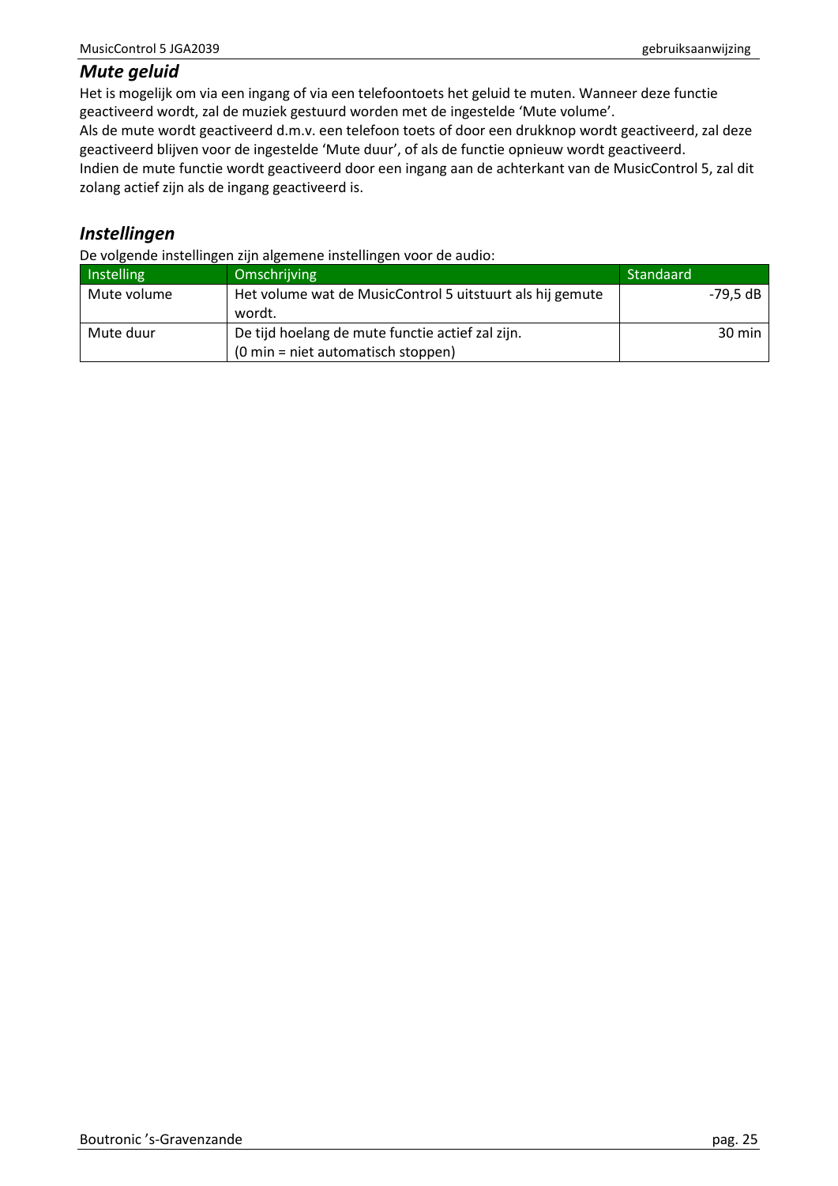## *Mute geluid*

Het is mogelijk om via een ingang of via een telefoontoets het geluid te muten. Wanneer deze functie geactiveerd wordt, zal de muziek gestuurd worden met de ingestelde 'Mute volume'.
Als de mute wordt geactiveerd d.m.v. een telefoon toets of door een drukknop wordt geactiveerd, zal deze geactiveerd blijven voor de ingestelde 'Mute duur', of als de functie opnieuw wordt geactiveerd.
Indien de mute functie wordt geactiveerd door een ingang aan de achterkant van de MusicControl 5, zal dit zolang actief zijn als de ingang geactiveerd is.

## *Instellingen*

De volgende instellingen zijn algemene instellingen voor de audio:

| Instelling | Omschrijving | Standaard |
| --- | --- | --- |
| Mute volume | Het volume wat de MusicControl 5 uitstuurt als hij gemute wordt. | -79,5 dB |
| Mute duur | De tijd hoelang de mute functie actief zal zijn. (0 min = niet automatisch stoppen) | 30 min |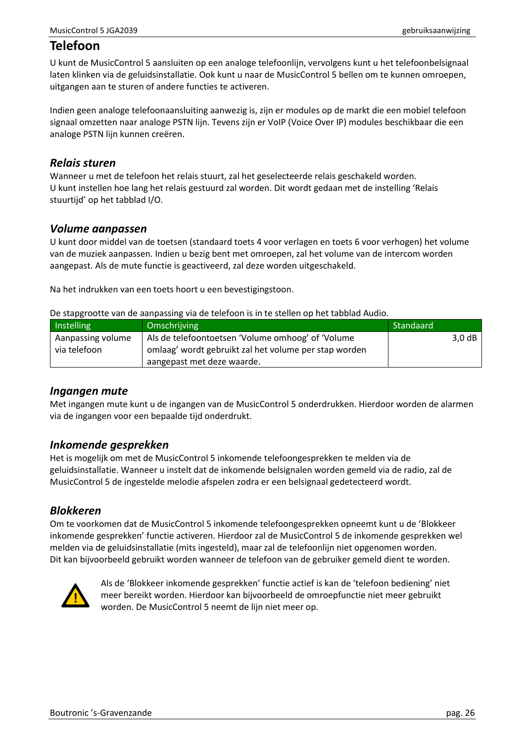# Telefoon

U kunt de MusicControl 5 aansluiten op een analoge telefoonlijn, vervolgens kunt u het telefoonbelsignaal laten klinken via de geluidsinstallatie. Ook kunt u naar de MusicControl 5 bellen om te kunnen omroepen, uitgangen aan te sturen of andere functies te activeren.

Indien geen analoge telefoonaansluiting aanwezig is, zijn er modules op de markt die een mobiel telefoon signaal omzetten naar analoge PSTN lijn. Tevens zijn er VoIP (Voice Over IP) modules beschikbaar die een analoge PSTN lijn kunnen creëren.

## *Relais sturen*

Wanneer u met de telefoon het relais stuurt, zal het geselecteerde relais geschakeld worden.
U kunt instellen hoe lang het relais gestuurd zal worden. Dit wordt gedaan met de instelling 'Relais stuurtijd' op het tabblad I/O.

## *Volume aanpassen*

U kunt door middel van de toetsen (standaard toets 4 voor verlagen en toets 6 voor verhogen) het volume van de muziek aanpassen. Indien u bezig bent met omroepen, zal het volume van de intercom worden aangepast. Als de mute functie is geactiveerd, zal deze worden uitgeschakeld.

Na het indrukken van een toets hoort u een bevestigingstoon.

De stapgrootte van de aanpassing via de telefoon is in te stellen op het tabblad Audio.

| Instelling | Omschrijving | Standaard |
|---|---|---|
| Aanpassing volume via telefoon | Als de telefoontoetsen 'Volume omhoog' of 'Volume omlaag' wordt gebruikt zal het volume per stap worden aangepast met deze waarde. | 3,0 dB |

## *Ingangen mute*

Met ingangen mute kunt u de ingangen van de MusicControl 5 onderdrukken. Hierdoor worden de alarmen via de ingangen voor een bepaalde tijd onderdrukt.

## *Inkomende gesprekken*

Het is mogelijk om met de MusicControl 5 inkomende telefoongesprekken te melden via de geluidsinstallatie. Wanneer u instelt dat de inkomende belsignalen worden gemeld via de radio, zal de MusicControl 5 de ingestelde melodie afspelen zodra er een belsignaal gedetecteerd wordt.

## *Blokkeren*

Om te voorkomen dat de MusicControl 5 inkomende telefoongesprekken opneemt kunt u de 'Blokkeer inkomende gesprekken' functie activeren. Hierdoor zal de MusicControl 5 de inkomende gesprekken wel melden via de geluidsinstallatie (mits ingesteld), maar zal de telefoonlijn niet opgenomen worden.
Dit kan bijvoorbeeld gebruikt worden wanneer de telefoon van de gebruiker gemeld dient te worden.

⚠ Als de 'Blokkeer inkomende gesprekken' functie actief is kan de 'telefoon bediening' niet meer bereikt worden. Hierdoor kan bijvoorbeeld de omroepfunctie niet meer gebruikt worden. De MusicControl 5 neemt de lijn niet meer op.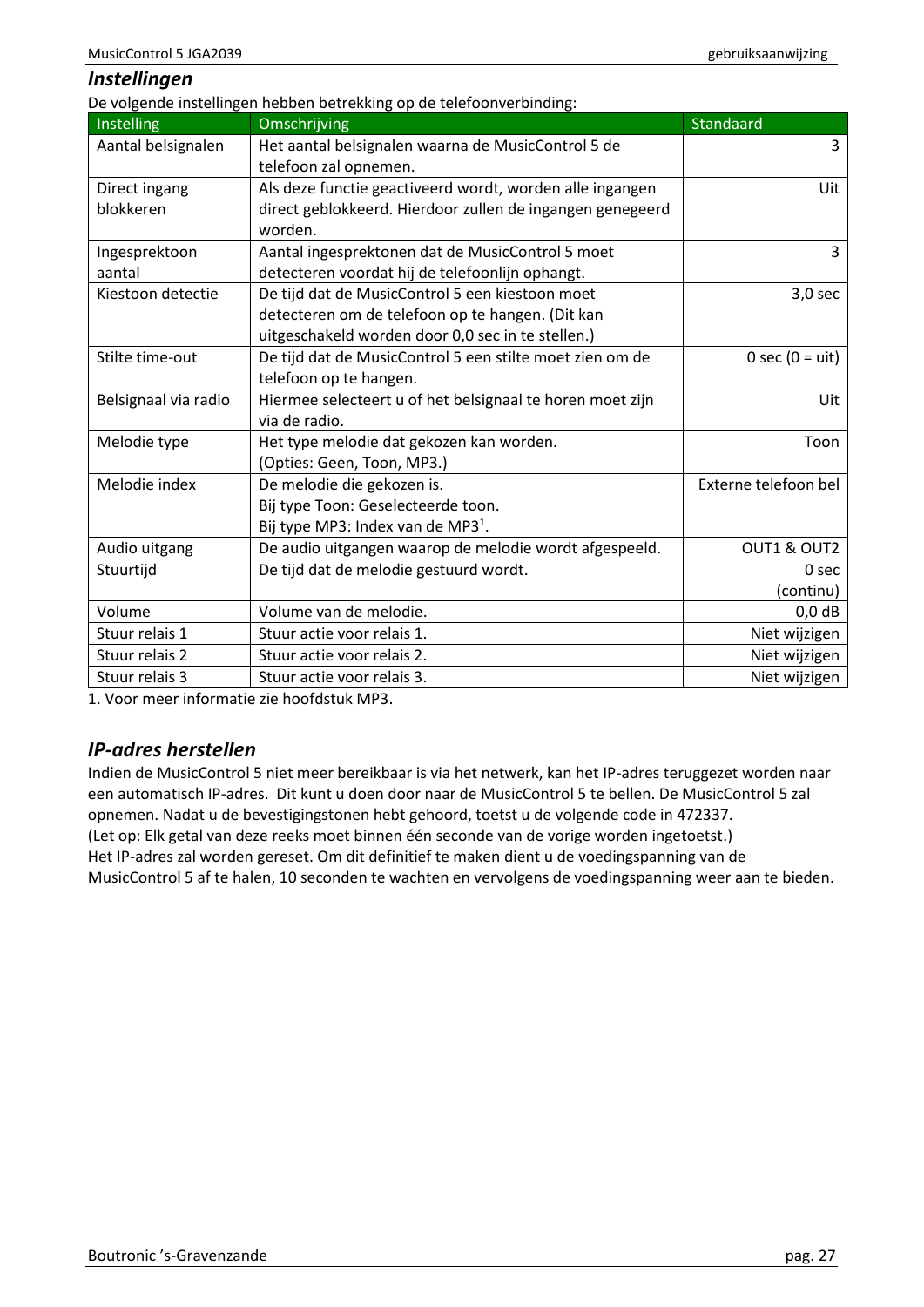## *Instellingen*

De volgende instellingen hebben betrekking op de telefoonverbinding:

| Instelling | Omschrijving | Standaard |
|---|---|---|
| Aantal belsignalen | Het aantal belsignalen waarna de MusicControl 5 de telefoon zal opnemen. | 3 |
| Direct ingang blokkeren | Als deze functie geactiveerd wordt, worden alle ingangen direct geblokkeerd. Hierdoor zullen de ingangen genegeerd worden. | Uit |
| Ingesprektoon aantal | Aantal ingesprektonen dat de MusicControl 5 moet detecteren voordat hij de telefoonlijn ophangt. | 3 |
| Kiestoon detectie | De tijd dat de MusicControl 5 een kiestoon moet detecteren om de telefoon op te hangen. (Dit kan uitgeschakeld worden door 0,0 sec in te stellen.) | 3,0 sec |
| Stilte time-out | De tijd dat de MusicControl 5 een stilte moet zien om de telefoon op te hangen. | 0 sec (0 = uit) |
| Belsignaal via radio | Hiermee selecteert u of het belsignaal te horen moet zijn via de radio. | Uit |
| Melodie type | Het type melodie dat gekozen kan worden.<br>(Opties: Geen, Toon, MP3.) | Toon |
| Melodie index | De melodie die gekozen is.<br>Bij type Toon: Geselecteerde toon.<br>Bij type MP3: Index van de MP3[1]. | Externe telefoon bel |
| Audio uitgang | De audio uitgangen waarop de melodie wordt afgespeeld. | OUT1 & OUT2 |
| Stuurtijd | De tijd dat de melodie gestuurd wordt. | 0 sec (continu) |
| Volume | Volume van de melodie. | 0,0 dB |
| Stuur relais 1 | Stuur actie voor relais 1. | Niet wijzigen |
| Stuur relais 2 | Stuur actie voor relais 2. | Niet wijzigen |
| Stuur relais 3 | Stuur actie voor relais 3. | Niet wijzigen |

1. Voor meer informatie zie hoofdstuk MP3.

## *IP-adres herstellen*

Indien de MusicControl 5 niet meer bereikbaar is via het netwerk, kan het IP-adres teruggezet worden naar een automatisch IP-adres. Dit kunt u doen door naar de MusicControl 5 te bellen. De MusicControl 5 zal opnemen. Nadat u de bevestigingstonen hebt gehoord, toetst u de volgende code in 472337.
(Let op: Elk getal van deze reeks moet binnen één seconde van de vorige worden ingetoetst.)
Het IP-adres zal worden gereset. Om dit definitief te maken dient u de voedingspanning van de MusicControl 5 af te halen, 10 seconden te wachten en vervolgens de voedingspanning weer aan te bieden.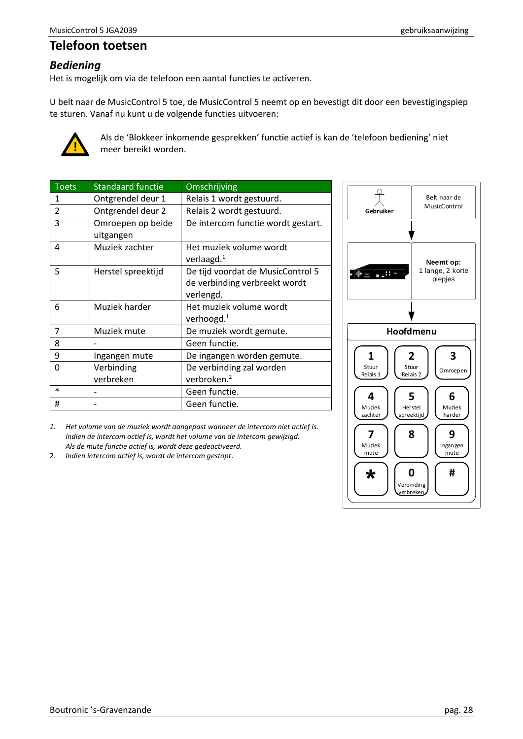# Telefoon toetsen

## *Bediening*

Het is mogelijk om via de telefoon een aantal functies te activeren.

U belt naar de MusicControl 5 toe, de MusicControl 5 neemt op en bevestigt dit door een bevestigingspiep te sturen. Vanaf nu kunt u de volgende functies uitvoeren:

Als de 'Blokkeer inkomende gesprekken' functie actief is kan de 'telefoon bediening' niet meer bereikt worden.

| Toets | Standaard functie | Omschrijving |
|---|---|---|
| 1 | Ontgrendel deur 1 | Relais 1 wordt gestuurd. |
| 2 | Ontgrendel deur 2 | Relais 2 wordt gestuurd. |
| 3 | Omroepen op beide uitgangen | De intercom functie wordt gestart. |
| 4 | Muziek zachter | Het muziek volume wordt verlaagd.[1] |
| 5 | Herstel spreektijd | De tijd voordat de MusicControl 5 de verbinding verbreekt wordt verlengd. |
| 6 | Muziek harder | Het muziek volume wordt verhoogd.[1] |
| 7 | Muziek mute | De muziek wordt gemute. |
| 8 | - | Geen functie. |
| 9 | Ingangen mute | De ingangen worden gemute. |
| 0 | Verbinding verbreken | De verbinding zal worden verbroken.[2] |
| * | - | Geen functie. |
| # | - | Geen functie. |

1. *Het volume van de muziek wordt aangepast wanneer de intercom niet actief is. Indien de intercom actief is, wordt het volume van de intercom gewijzigd. Als de mute functie actief is, wordt deze gedeactiveerd.*
2. *Indien intercom actief is, wordt de intercom gestopt.*

Gebruiker — Belt naar de MusicControl

Neemt op: 1 lange, 2 korte piepjes

**Hoofdmenu**

| | | |
|---|---|---|
| 1 Stuur Relais 1 | 2 Stuur Relais 2 | 3 Omroepen |
| 4 Muziek zachter | 5 Herstel spreektijd | 6 Muziek harder |
| 7 Muziek mute | 8 | 9 Ingangen mute |
| * | 0 Verbinding verbreken | # |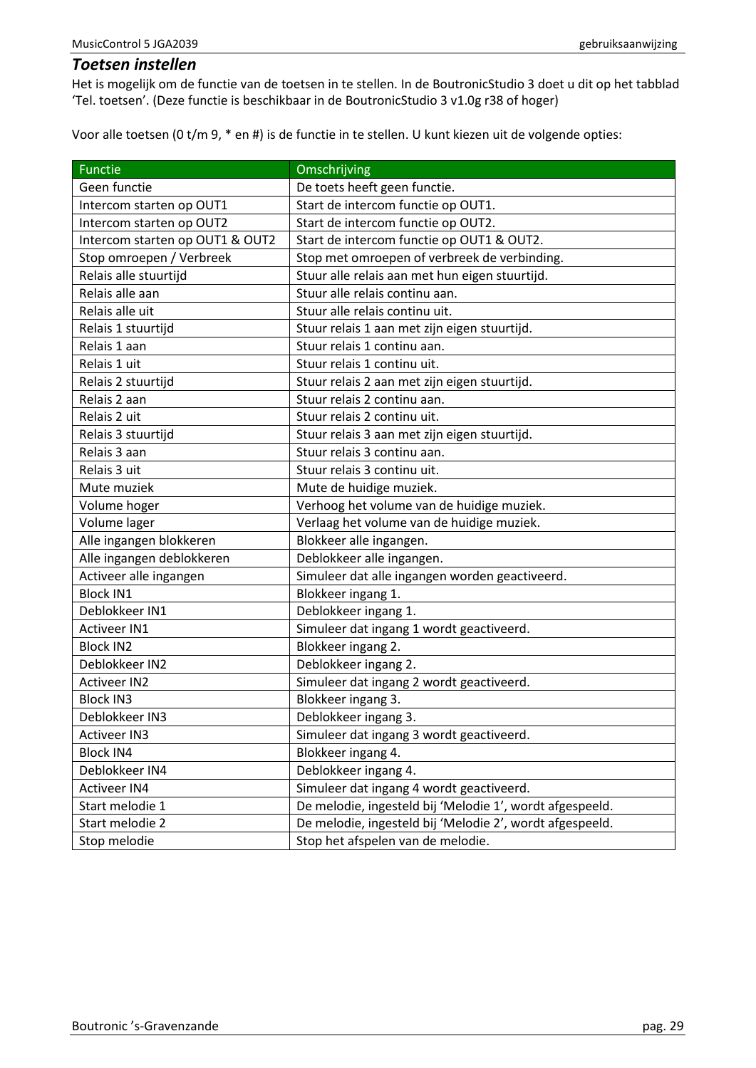### *Toetsen instellen*

Het is mogelijk om de functie van de toetsen in te stellen. In de BoutronicStudio 3 doet u dit op het tabblad ‘Tel. toetsen’. (Deze functie is beschikbaar in de BoutronicStudio 3 v1.0g r38 of hoger)

Voor alle toetsen (0 t/m 9, * en #) is de functie in te stellen. U kunt kiezen uit de volgende opties:

| Functie | Omschrijving |
|---|---|
| Geen functie | De toets heeft geen functie. |
| Intercom starten op OUT1 | Start de intercom functie op OUT1. |
| Intercom starten op OUT2 | Start de intercom functie op OUT2. |
| Intercom starten op OUT1 & OUT2 | Start de intercom functie op OUT1 & OUT2. |
| Stop omroepen / Verbreek | Stop met omroepen of verbreek de verbinding. |
| Relais alle stuurtijd | Stuur alle relais aan met hun eigen stuurtijd. |
| Relais alle aan | Stuur alle relais continu aan. |
| Relais alle uit | Stuur alle relais continu uit. |
| Relais 1 stuurtijd | Stuur relais 1 aan met zijn eigen stuurtijd. |
| Relais 1 aan | Stuur relais 1 continu aan. |
| Relais 1 uit | Stuur relais 1 continu uit. |
| Relais 2 stuurtijd | Stuur relais 2 aan met zijn eigen stuurtijd. |
| Relais 2 aan | Stuur relais 2 continu aan. |
| Relais 2 uit | Stuur relais 2 continu uit. |
| Relais 3 stuurtijd | Stuur relais 3 aan met zijn eigen stuurtijd. |
| Relais 3 aan | Stuur relais 3 continu aan. |
| Relais 3 uit | Stuur relais 3 continu uit. |
| Mute muziek | Mute de huidige muziek. |
| Volume hoger | Verhoog het volume van de huidige muziek. |
| Volume lager | Verlaag het volume van de huidige muziek. |
| Alle ingangen blokkeren | Blokkeer alle ingangen. |
| Alle ingangen deblokkeren | Deblokkeer alle ingangen. |
| Activeer alle ingangen | Simuleer dat alle ingangen worden geactiveerd. |
| Block IN1 | Blokkeer ingang 1. |
| Deblokkeer IN1 | Deblokkeer ingang 1. |
| Activeer IN1 | Simuleer dat ingang 1 wordt geactiveerd. |
| Block IN2 | Blokkeer ingang 2. |
| Deblokkeer IN2 | Deblokkeer ingang 2. |
| Activeer IN2 | Simuleer dat ingang 2 wordt geactiveerd. |
| Block IN3 | Blokkeer ingang 3. |
| Deblokkeer IN3 | Deblokkeer ingang 3. |
| Activeer IN3 | Simuleer dat ingang 3 wordt geactiveerd. |
| Block IN4 | Blokkeer ingang 4. |
| Deblokkeer IN4 | Deblokkeer ingang 4. |
| Activeer IN4 | Simuleer dat ingang 4 wordt geactiveerd. |
| Start melodie 1 | De melodie, ingesteld bij ‘Melodie 1’, wordt afgespeeld. |
| Start melodie 2 | De melodie, ingesteld bij ‘Melodie 2’, wordt afgespeeld. |
| Stop melodie | Stop het afspelen van de melodie. |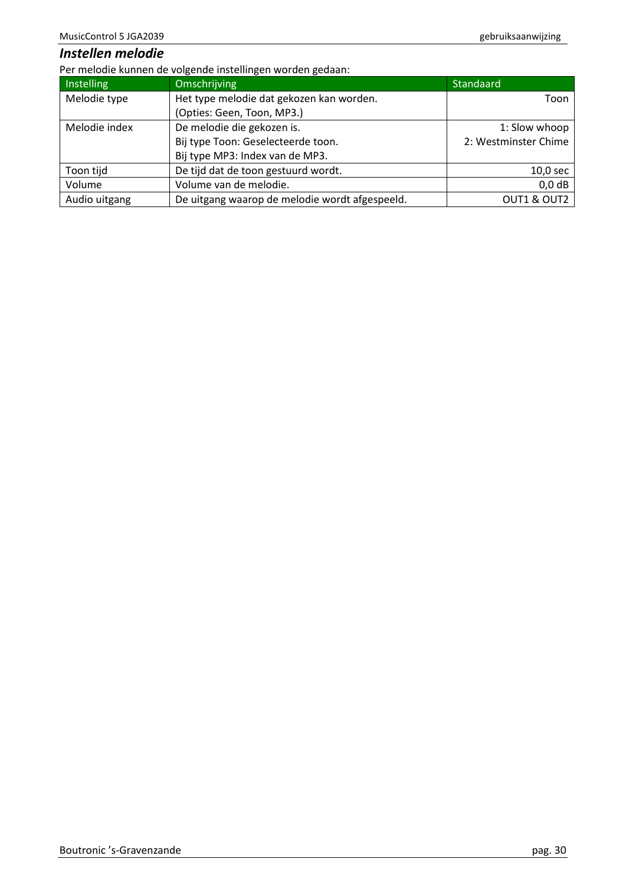## *Instellen melodie*

Per melodie kunnen de volgende instellingen worden gedaan:

| Instelling | Omschrijving | Standaard |
|---|---|---|
| Melodie type | Het type melodie dat gekozen kan worden.<br>(Opties: Geen, Toon, MP3.) | Toon |
| Melodie index | De melodie die gekozen is.<br>Bij type Toon: Geselecteerde toon.<br>Bij type MP3: Index van de MP3. | 1: Slow whoop<br>2: Westminster Chime |
| Toon tijd | De tijd dat de toon gestuurd wordt. | 10,0 sec |
| Volume | Volume van de melodie. | 0,0 dB |
| Audio uitgang | De uitgang waarop de melodie wordt afgespeeld. | OUT1 & OUT2 |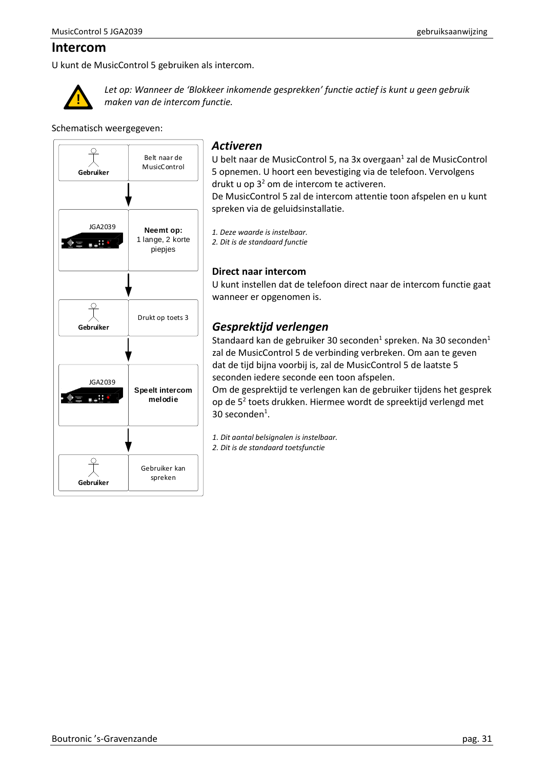## Intercom

U kunt de MusicControl 5 gebruiken als intercom.

*Let op: Wanneer de 'Blokkeer inkomende gesprekken' functie actief is kunt u geen gebruik maken van de intercom functie.*

Schematisch weergegeven:

| | |
|---|---|
| Gebruiker | Belt naar de MusicControl |
| JGA2039 | **Neemt op:** 1 lange, 2 korte piepjes |
| Gebruiker | Drukt op toets 3 |
| JGA2039 | **Speelt intercom melodie** |
| Gebruiker | Gebruiker kan spreken |

### *Activeren*

U belt naar de MusicControl 5, na 3x overgaan[1] zal de MusicControl 5 opnemen. U hoort een bevestiging via de telefoon. Vervolgens drukt u op 3[2] om de intercom te activeren.
De MusicControl 5 zal de intercom attentie toon afspelen en u kunt spreken via de geluidsinstallatie.

*1. Deze waarde is instelbaar.*
*2. Dit is de standaard functie*

### Direct naar intercom

U kunt instellen dat de telefoon direct naar de intercom functie gaat wanneer er opgenomen is.

### *Gesprektijd verlengen*

Standaard kan de gebruiker 30 seconden[1] spreken. Na 30 seconden[1] zal de MusicControl 5 de verbinding verbreken. Om aan te geven dat de tijd bijna voorbij is, zal de MusicControl 5 de laatste 5 seconden iedere seconde een toon afspelen.
Om de gesprektijd te verlengen kan de gebruiker tijdens het gesprek op de 5[2] toets drukken. Hiermee wordt de spreektijd verlengd met 30 seconden[1].

*1. Dit aantal belsignalen is instelbaar.*
*2. Dit is de standaard toetsfunctie*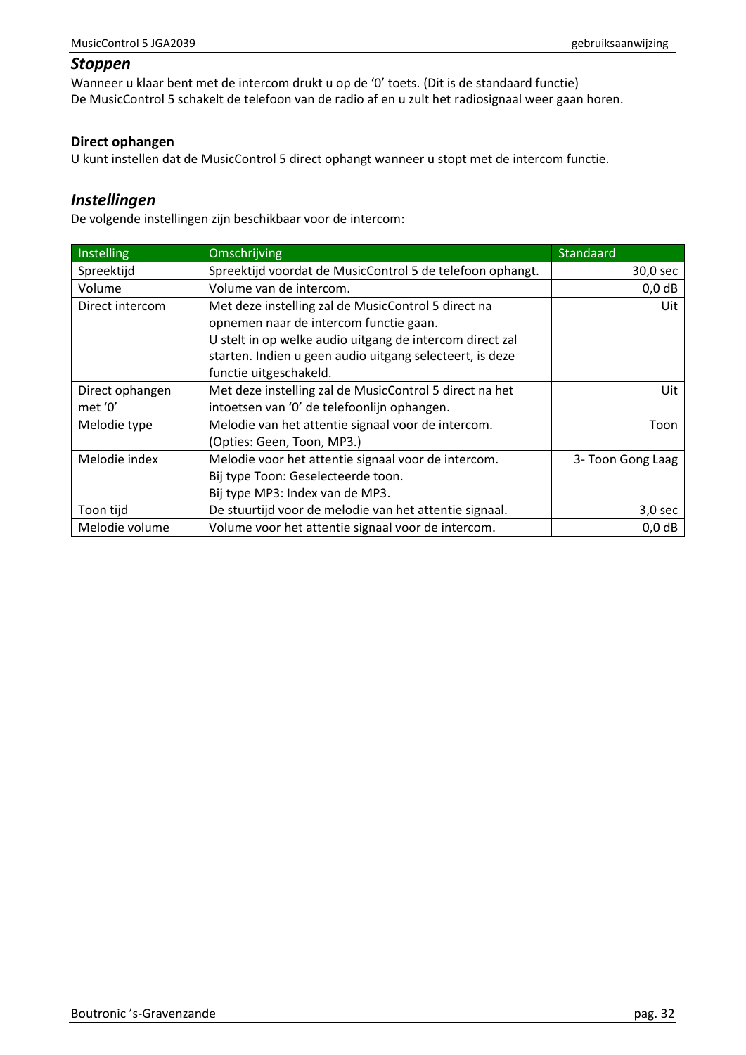## *Stoppen*

Wanneer u klaar bent met de intercom drukt u op de '0' toets. (Dit is de standaard functie)
De MusicControl 5 schakelt de telefoon van de radio af en u zult het radiosignaal weer gaan horen.

**Direct ophangen**
U kunt instellen dat de MusicControl 5 direct ophangt wanneer u stopt met de intercom functie.

## *Instellingen*

De volgende instellingen zijn beschikbaar voor de intercom:

| Instelling | Omschrijving | Standaard |
|---|---|---|
| Spreektijd | Spreektijd voordat de MusicControl 5 de telefoon ophangt. | 30,0 sec |
| Volume | Volume van de intercom. | 0,0 dB |
| Direct intercom | Met deze instelling zal de MusicControl 5 direct na opnemen naar de intercom functie gaan. U stelt in op welke audio uitgang de intercom direct zal starten. Indien u geen audio uitgang selecteert, is deze functie uitgeschakeld. | Uit |
| Direct ophangen met '0' | Met deze instelling zal de MusicControl 5 direct na het intoetsen van '0' de telefoonlijn ophangen. | Uit |
| Melodie type | Melodie van het attentie signaal voor de intercom. (Opties: Geen, Toon, MP3.) | Toon |
| Melodie index | Melodie voor het attentie signaal voor de intercom. Bij type Toon: Geselecteerde toon. Bij type MP3: Index van de MP3. | 3- Toon Gong Laag |
| Toon tijd | De stuurtijd voor de melodie van het attentie signaal. | 3,0 sec |
| Melodie volume | Volume voor het attentie signaal voor de intercom. | 0,0 dB |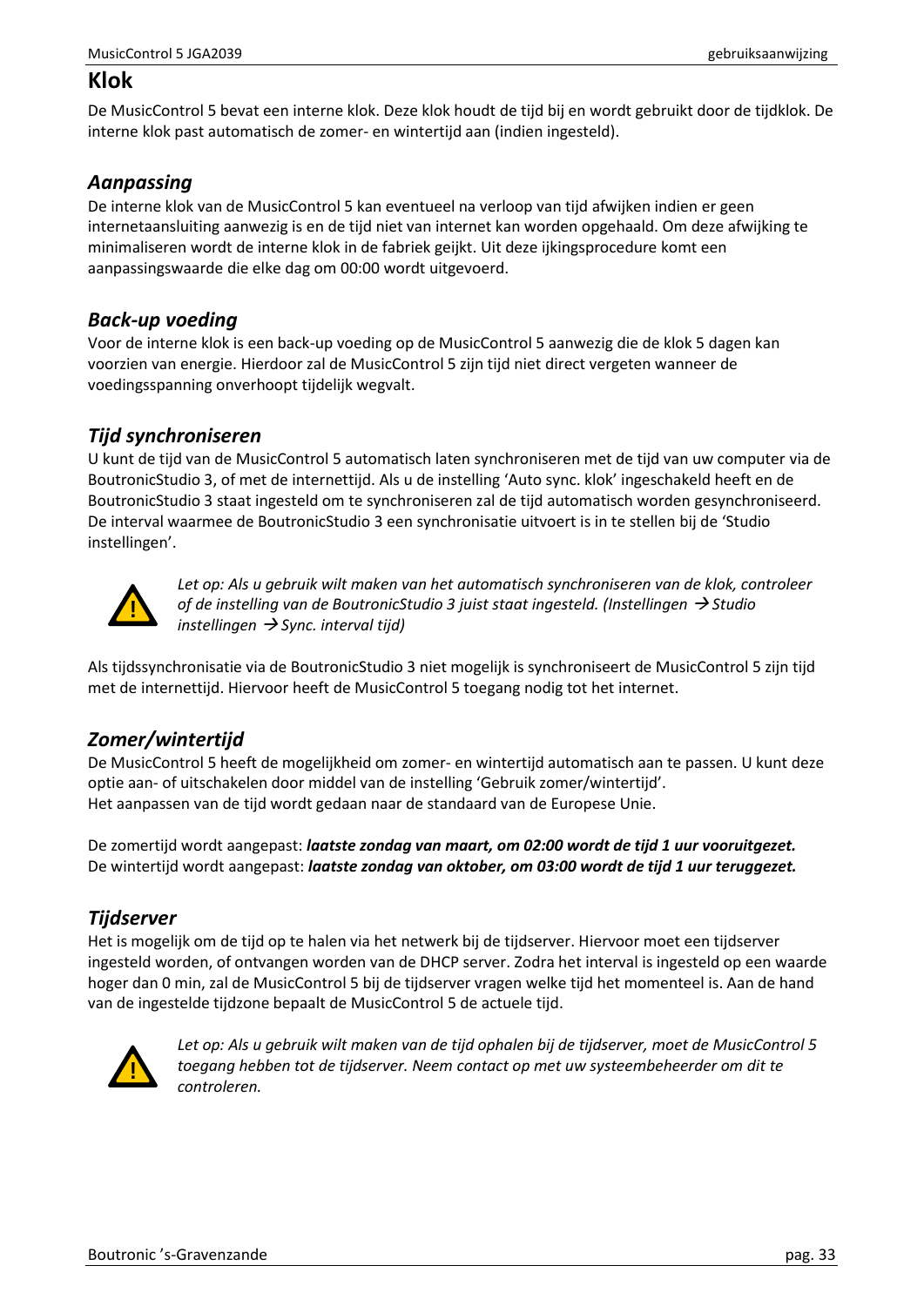# Klok

De MusicControl 5 bevat een interne klok. Deze klok houdt de tijd bij en wordt gebruikt door de tijdklok. De interne klok past automatisch de zomer- en wintertijd aan (indien ingesteld).

## *Aanpassing*

De interne klok van de MusicControl 5 kan eventueel na verloop van tijd afwijken indien er geen internetaansluiting aanwezig is en de tijd niet van internet kan worden opgehaald. Om deze afwijking te minimaliseren wordt de interne klok in de fabriek geijkt. Uit deze ijkingsprocedure komt een aanpassingswaarde die elke dag om 00:00 wordt uitgevoerd.

## *Back-up voeding*

Voor de interne klok is een back-up voeding op de MusicControl 5 aanwezig die de klok 5 dagen kan voorzien van energie. Hierdoor zal de MusicControl 5 zijn tijd niet direct vergeten wanneer de voedingsspanning onverhoopt tijdelijk wegvalt.

## *Tijd synchroniseren*

U kunt de tijd van de MusicControl 5 automatisch laten synchroniseren met de tijd van uw computer via de BoutronicStudio 3, of met de internettijd. Als u de instelling 'Auto sync. klok' ingeschakeld heeft en de BoutronicStudio 3 staat ingesteld om te synchroniseren zal de tijd automatisch worden gesynchroniseerd. De interval waarmee de BoutronicStudio 3 een synchronisatie uitvoert is in te stellen bij de 'Studio instellingen'.

*Let op: Als u gebruik wilt maken van het automatisch synchroniseren van de klok, controleer of de instelling van de BoutronicStudio 3 juist staat ingesteld. (Instellingen → Studio instellingen → Sync. interval tijd)*

Als tijdssynchronisatie via de BoutronicStudio 3 niet mogelijk is synchroniseert de MusicControl 5 zijn tijd met de internettijd. Hiervoor heeft de MusicControl 5 toegang nodig tot het internet.

## *Zomer/wintertijd*

De MusicControl 5 heeft de mogelijkheid om zomer- en wintertijd automatisch aan te passen. U kunt deze optie aan- of uitschakelen door middel van de instelling 'Gebruik zomer/wintertijd'.
Het aanpassen van de tijd wordt gedaan naar de standaard van de Europese Unie.

De zomertijd wordt aangepast: ***laatste zondag van maart, om 02:00 wordt de tijd 1 uur vooruitgezet.***
De wintertijd wordt aangepast: ***laatste zondag van oktober, om 03:00 wordt de tijd 1 uur teruggezet.***

## *Tijdserver*

Het is mogelijk om de tijd op te halen via het netwerk bij de tijdserver. Hiervoor moet een tijdserver ingesteld worden, of ontvangen worden van de DHCP server. Zodra het interval is ingesteld op een waarde hoger dan 0 min, zal de MusicControl 5 bij de tijdserver vragen welke tijd het momenteel is. Aan de hand van de ingestelde tijdzone bepaalt de MusicControl 5 de actuele tijd.

*Let op: Als u gebruik wilt maken van de tijd ophalen bij de tijdserver, moet de MusicControl 5 toegang hebben tot de tijdserver. Neem contact op met uw systeembeheerder om dit te controleren.*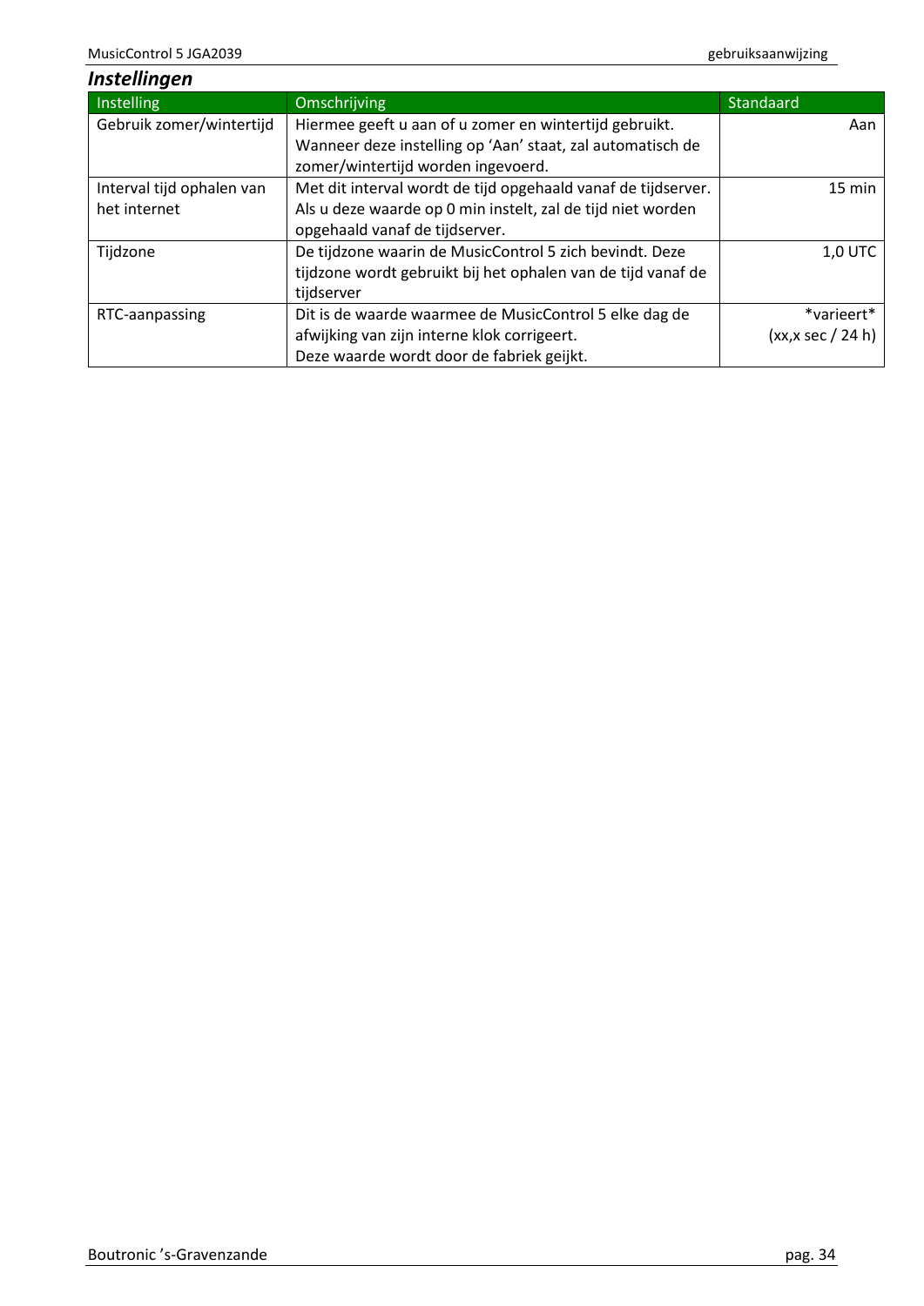## *Instellingen*

| Instelling | Omschrijving | Standaard |
|---|---|---|
| Gebruik zomer/wintertijd | Hiermee geeft u aan of u zomer en wintertijd gebruikt. Wanneer deze instelling op 'Aan' staat, zal automatisch de zomer/wintertijd worden ingevoerd. | Aan |
| Interval tijd ophalen van het internet | Met dit interval wordt de tijd opgehaald vanaf de tijdserver. Als u deze waarde op 0 min instelt, zal de tijd niet worden opgehaald vanaf de tijdserver. | 15 min |
| Tijdzone | De tijdzone waarin de MusicControl 5 zich bevindt. Deze tijdzone wordt gebruikt bij het ophalen van de tijd vanaf de tijdserver | 1,0 UTC |
| RTC-aanpassing | Dit is de waarde waarmee de MusicControl 5 elke dag de afwijking van zijn interne klok corrigeert. Deze waarde wordt door de fabriek geijkt. | *varieert* (xx,x sec / 24 h) |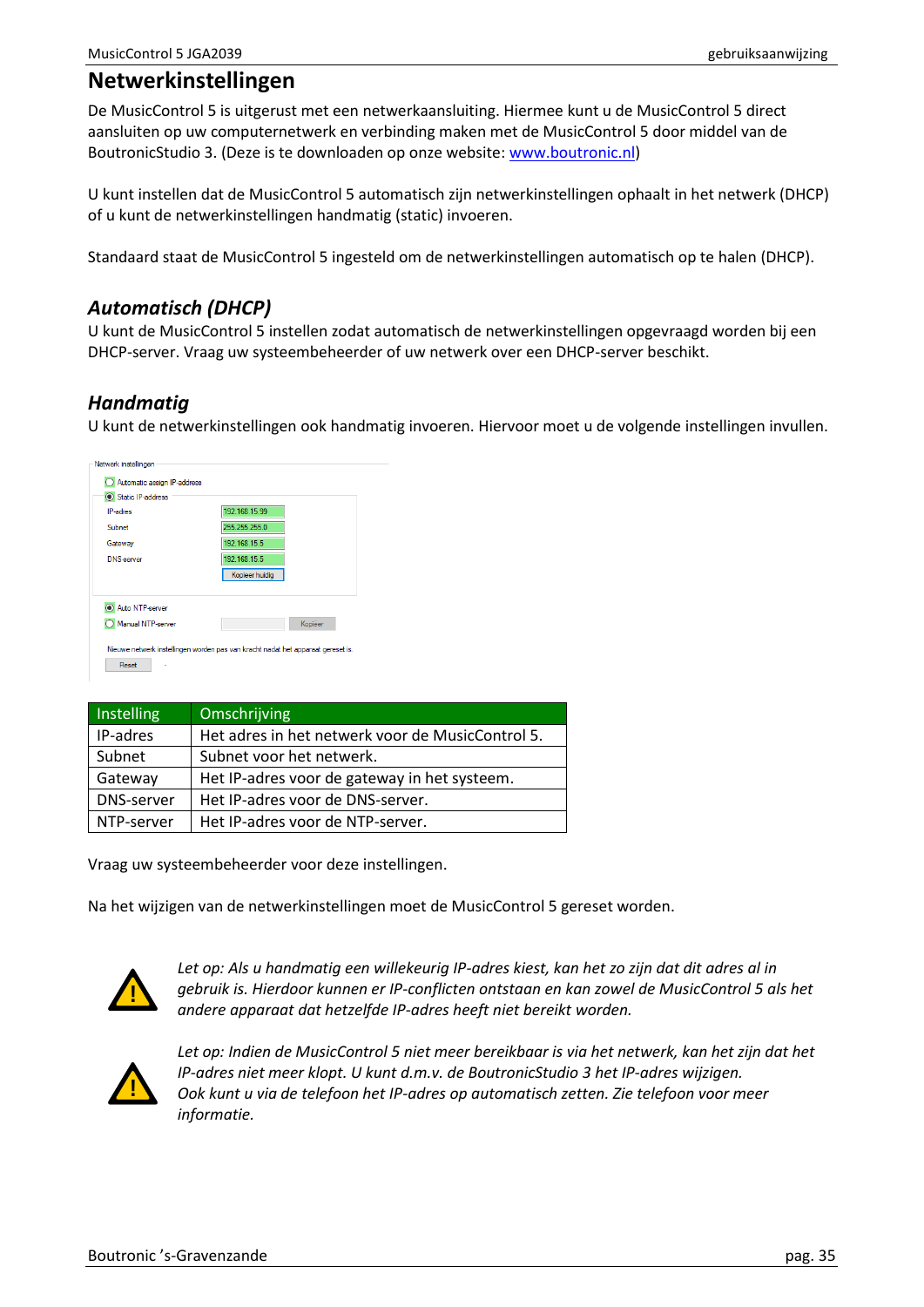# Netwerkinstellingen

De MusicControl 5 is uitgerust met een netwerkaansluiting. Hiermee kunt u de MusicControl 5 direct aansluiten op uw computernetwerk en verbinding maken met de MusicControl 5 door middel van de BoutronicStudio 3. (Deze is te downloaden op onze website: [www.boutronic.nl](http://www.boutronic.nl))

U kunt instellen dat de MusicControl 5 automatisch zijn netwerkinstellingen ophaalt in het netwerk (DHCP) of u kunt de netwerkinstellingen handmatig (static) invoeren.

Standaard staat de MusicControl 5 ingesteld om de netwerkinstellingen automatisch op te halen (DHCP).

## *Automatisch (DHCP)*

U kunt de MusicControl 5 instellen zodat automatisch de netwerkinstellingen opgevraagd worden bij een DHCP-server. Vraag uw systeembeheerder of uw netwerk over een DHCP-server beschikt.

## *Handmatig*

U kunt de netwerkinstellingen ook handmatig invoeren. Hiervoor moet u de volgende instellingen invullen.

| Instelling | Omschrijving |
|---|---|
| IP-adres | Het adres in het netwerk voor de MusicControl 5. |
| Subnet | Subnet voor het netwerk. |
| Gateway | Het IP-adres voor de gateway in het systeem. |
| DNS-server | Het IP-adres voor de DNS-server. |
| NTP-server | Het IP-adres voor de NTP-server. |

Vraag uw systeembeheerder voor deze instellingen.

Na het wijzigen van de netwerkinstellingen moet de MusicControl 5 gereset worden.

*Let op: Als u handmatig een willekeurig IP-adres kiest, kan het zo zijn dat dit adres al in gebruik is. Hierdoor kunnen er IP-conflicten ontstaan en kan zowel de MusicControl 5 als het andere apparaat dat hetzelfde IP-adres heeft niet bereikt worden.*

*Let op: Indien de MusicControl 5 niet meer bereikbaar is via het netwerk, kan het zijn dat het IP-adres niet meer klopt. U kunt d.m.v. de BoutronicStudio 3 het IP-adres wijzigen. Ook kunt u via de telefoon het IP-adres op automatisch zetten. Zie telefoon voor meer informatie.*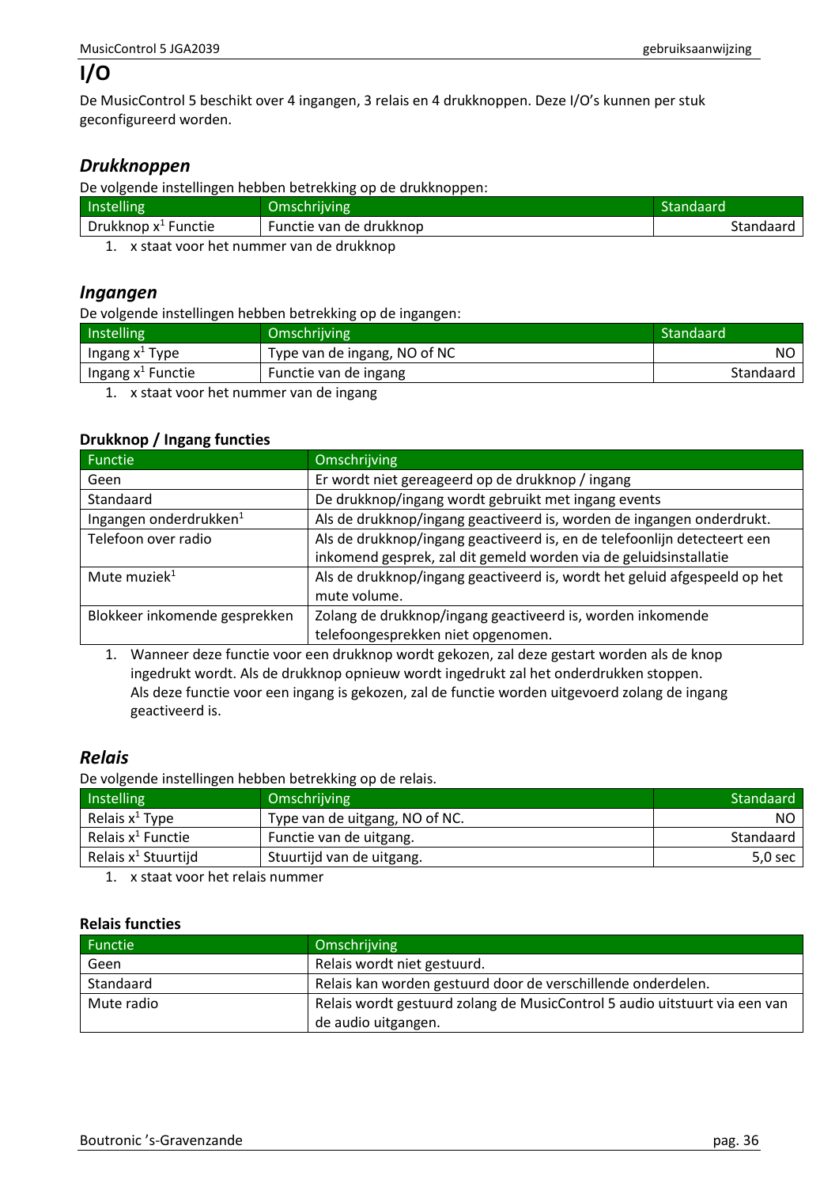# I/O

De MusicControl 5 beschikt over 4 ingangen, 3 relais en 4 drukknoppen. Deze I/O’s kunnen per stuk geconfigureerd worden.

## *Drukknoppen*

De volgende instellingen hebben betrekking op de drukknoppen:

| Instelling | Omschrijving | Standaard |
|---|---|---|
| Drukknop x[1] Functie | Functie van de drukknop | Standaard |

1. x staat voor het nummer van de drukknop

## *Ingangen*

De volgende instellingen hebben betrekking op de ingangen:

| Instelling | Omschrijving | Standaard |
|---|---|---|
| Ingang x[1] Type | Type van de ingang, NO of NC | NO |
| Ingang x[1] Functie | Functie van de ingang | Standaard |

1. x staat voor het nummer van de ingang

### Drukknop / Ingang functies

| Functie | Omschrijving |
|---|---|
| Geen | Er wordt niet gereageerd op de drukknop / ingang |
| Standaard | De drukknop/ingang wordt gebruikt met ingang events |
| Ingangen onderdrukken[1] | Als de drukknop/ingang geactiveerd is, worden de ingangen onderdrukt. |
| Telefoon over radio | Als de drukknop/ingang geactiveerd is, en de telefoonlijn detecteert een inkomend gesprek, zal dit gemeld worden via de geluidsinstallatie |
| Mute muziek[1] | Als de drukknop/ingang geactiveerd is, wordt het geluid afgespeeld op het mute volume. |
| Blokkeer inkomende gesprekken | Zolang de drukknop/ingang geactiveerd is, worden inkomende telefoongesprekken niet opgenomen. |

1. Wanneer deze functie voor een drukknop wordt gekozen, zal deze gestart worden als de knop ingedrukt wordt. Als de drukknop opnieuw wordt ingedrukt zal het onderdrukken stoppen.
   Als deze functie voor een ingang is gekozen, zal de functie worden uitgevoerd zolang de ingang geactiveerd is.

## *Relais*

De volgende instellingen hebben betrekking op de relais.

| Instelling | Omschrijving | Standaard |
|---|---|---|
| Relais x[1] Type | Type van de uitgang, NO of NC. | NO |
| Relais x[1] Functie | Functie van de uitgang. | Standaard |
| Relais x[1] Stuurtijd | Stuurtijd van de uitgang. | 5,0 sec |

1. x staat voor het relais nummer

### Relais functies

| Functie | Omschrijving |
|---|---|
| Geen | Relais wordt niet gestuurd. |
| Standaard | Relais kan worden gestuurd door de verschillende onderdelen. |
| Mute radio | Relais wordt gestuurd zolang de MusicControl 5 audio uitstuurt via een van de audio uitgangen. |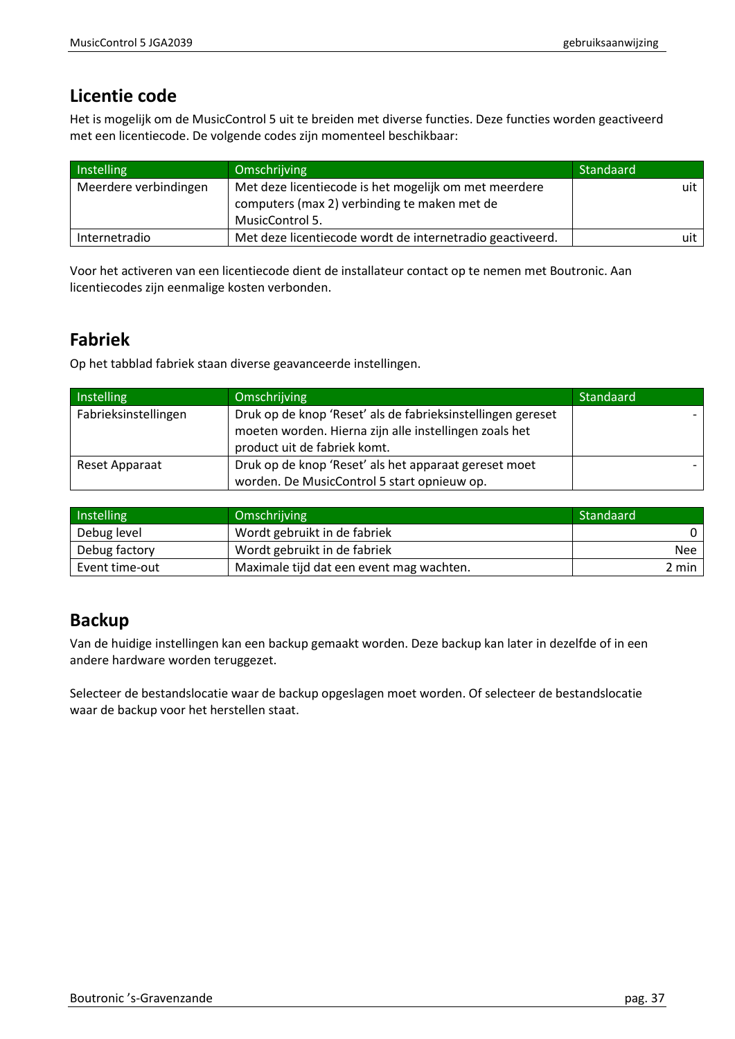## Licentie code

Het is mogelijk om de MusicControl 5 uit te breiden met diverse functies. Deze functies worden geactiveerd met een licentiecode. De volgende codes zijn momenteel beschikbaar:

| Instelling | Omschrijving | Standaard |
|---|---|---|
| Meerdere verbindingen | Met deze licentiecode is het mogelijk om met meerdere computers (max 2) verbinding te maken met de MusicControl 5. | uit |
| Internetradio | Met deze licentiecode wordt de internetradio geactiveerd. | uit |

Voor het activeren van een licentiecode dient de installateur contact op te nemen met Boutronic. Aan licentiecodes zijn eenmalige kosten verbonden.

## Fabriek

Op het tabblad fabriek staan diverse geavanceerde instellingen.

| Instelling | Omschrijving | Standaard |
|---|---|---|
| Fabrieksinstellingen | Druk op de knop ‘Reset’ als de fabrieksinstellingen gereset moeten worden. Hierna zijn alle instellingen zoals het product uit de fabriek komt. | - |
| Reset Apparaat | Druk op de knop ‘Reset’ als het apparaat gereset moet worden. De MusicControl 5 start opnieuw op. | - |

| Instelling | Omschrijving | Standaard |
|---|---|---|
| Debug level | Wordt gebruikt in de fabriek | 0 |
| Debug factory | Wordt gebruikt in de fabriek | Nee |
| Event time-out | Maximale tijd dat een event mag wachten. | 2 min |

## Backup

Van de huidige instellingen kan een backup gemaakt worden. Deze backup kan later in dezelfde of in een andere hardware worden teruggezet.

Selecteer de bestandslocatie waar de backup opgeslagen moet worden. Of selecteer de bestandslocatie waar de backup voor het herstellen staat.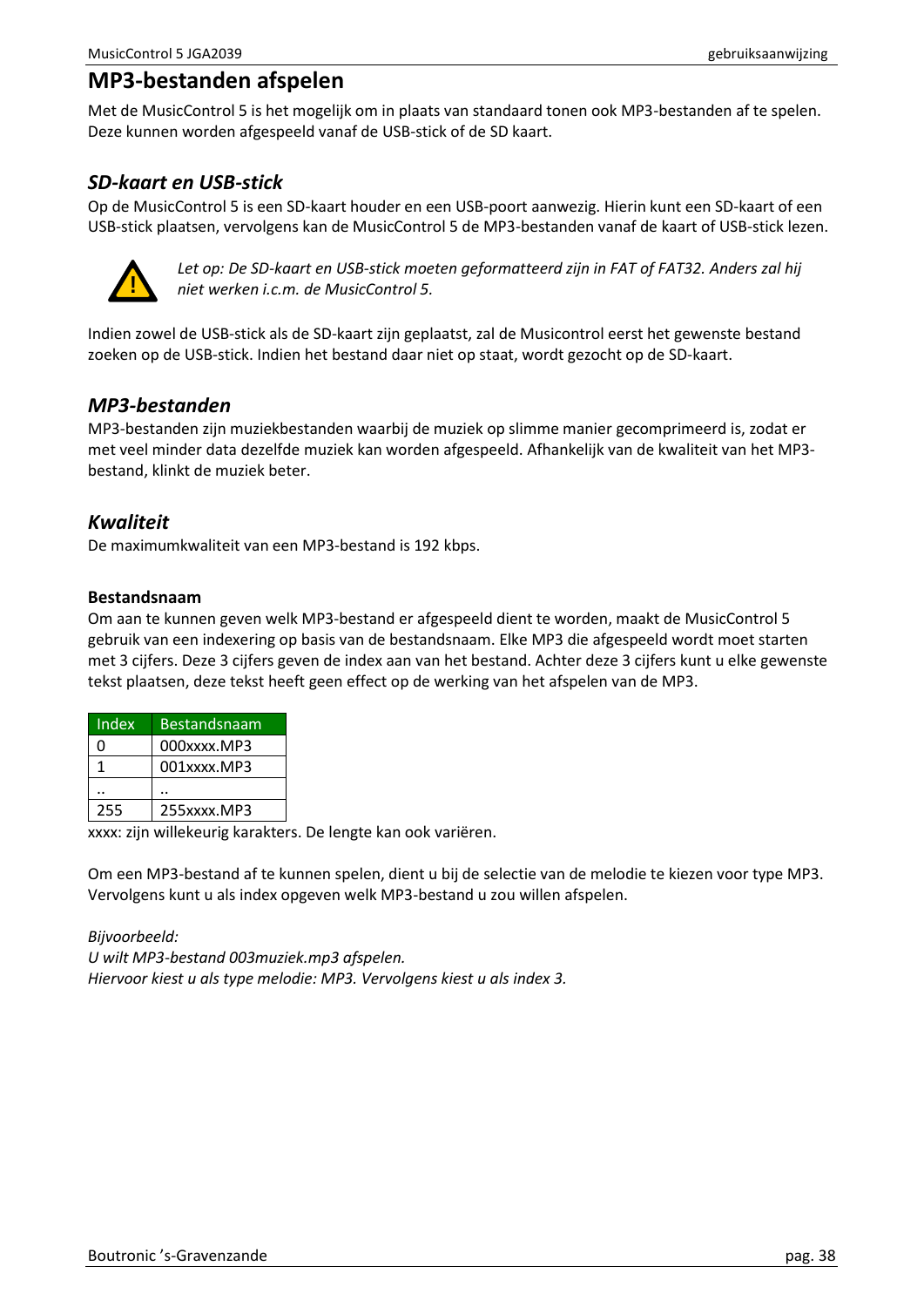# MP3-bestanden afspelen

Met de MusicControl 5 is het mogelijk om in plaats van standaard tonen ook MP3-bestanden af te spelen. Deze kunnen worden afgespeeld vanaf de USB-stick of de SD kaart.

## *SD-kaart en USB-stick*

Op de MusicControl 5 is een SD-kaart houder en een USB-poort aanwezig. Hierin kunt een SD-kaart of een USB-stick plaatsen, vervolgens kan de MusicControl 5 de MP3-bestanden vanaf de kaart of USB-stick lezen.

*Let op: De SD-kaart en USB-stick moeten geformatteerd zijn in FAT of FAT32. Anders zal hij niet werken i.c.m. de MusicControl 5.*

Indien zowel de USB-stick als de SD-kaart zijn geplaatst, zal de Musicontrol eerst het gewenste bestand zoeken op de USB-stick. Indien het bestand daar niet op staat, wordt gezocht op de SD-kaart.

## *MP3-bestanden*

MP3-bestanden zijn muziekbestanden waarbij de muziek op slimme manier gecomprimeerd is, zodat er met veel minder data dezelfde muziek kan worden afgespeeld. Afhankelijk van de kwaliteit van het MP3-bestand, klinkt de muziek beter.

## *Kwaliteit*

De maximumkwaliteit van een MP3-bestand is 192 kbps.

### Bestandsnaam

Om aan te kunnen geven welk MP3-bestand er afgespeeld dient te worden, maakt de MusicControl 5 gebruik van een indexering op basis van de bestandsnaam. Elke MP3 die afgespeeld wordt moet starten met 3 cijfers. Deze 3 cijfers geven de index aan van het bestand. Achter deze 3 cijfers kunt u elke gewenste tekst plaatsen, deze tekst heeft geen effect op de werking van het afspelen van de MP3.

| Index | Bestandsnaam |
|---|---|
| 0 | 000xxxx.MP3 |
| 1 | 001xxxx.MP3 |
| .. | .. |
| 255 | 255xxxx.MP3 |

xxxx: zijn willekeurig karakters. De lengte kan ook variëren.

Om een MP3-bestand af te kunnen spelen, dient u bij de selectie van de melodie te kiezen voor type MP3. Vervolgens kunt u als index opgeven welk MP3-bestand u zou willen afspelen.

*Bijvoorbeeld:*
*U wilt MP3-bestand 003muziek.mp3 afspelen.*
*Hiervoor kiest u als type melodie: MP3. Vervolgens kiest u als index 3.*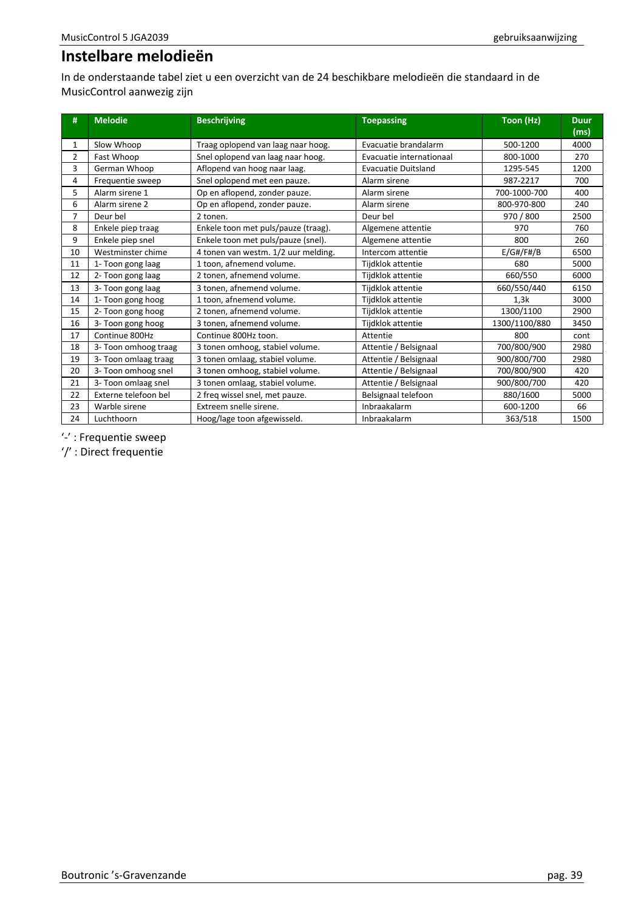# Instelbare melodieën

In de onderstaande tabel ziet u een overzicht van de 24 beschikbare melodieën die standaard in de MusicControl aanwezig zijn

| # | Melodie | Beschrijving | Toepassing | Toon (Hz) | Duur (ms) |
|---|---|---|---|---|---|
| 1 | Slow Whoop | Traag oplopend van laag naar hoog. | Evacuatie brandalarm | 500-1200 | 4000 |
| 2 | Fast Whoop | Snel oplopend van laag naar hoog. | Evacuatie internationaal | 800-1000 | 270 |
| 3 | German Whoop | Aflopend van hoog naar laag. | Evacuatie Duitsland | 1295-545 | 1200 |
| 4 | Frequentie sweep | Snel oplopend met een pauze. | Alarm sirene | 987-2217 | 700 |
| 5 | Alarm sirene 1 | Op en aflopend, zonder pauze. | Alarm sirene | 700-1000-700 | 400 |
| 6 | Alarm sirene 2 | Op en aflopend, zonder pauze. | Alarm sirene | 800-970-800 | 240 |
| 7 | Deur bel | 2 tonen. | Deur bel | 970 / 800 | 2500 |
| 8 | Enkele piep traag | Enkele toon met puls/pauze (traag). | Algemene attentie | 970 | 760 |
| 9 | Enkele piep snel | Enkele toon met puls/pauze (snel). | Algemene attentie | 800 | 260 |
| 10 | Westminster chime | 4 tonen van westm. 1/2 uur melding. | Intercom attentie | E/G#/F#/B | 6500 |
| 11 | 1- Toon gong laag | 1 toon, afnemend volume. | Tijdklok attentie | 680 | 5000 |
| 12 | 2- Toon gong laag | 2 tonen, afnemend volume. | Tijdklok attentie | 660/550 | 6000 |
| 13 | 3- Toon gong laag | 3 tonen, afnemend volume. | Tijdklok attentie | 660/550/440 | 6150 |
| 14 | 1- Toon gong hoog | 1 toon, afnemend volume. | Tijdklok attentie | 1,3k | 3000 |
| 15 | 2- Toon gong hoog | 2 tonen, afnemend volume. | Tijdklok attentie | 1300/1100 | 2900 |
| 16 | 3- Toon gong hoog | 3 tonen, afnemend volume. | Tijdklok attentie | 1300/1100/880 | 3450 |
| 17 | Continue 800Hz | Continue 800Hz toon. | Attentie | 800 | cont |
| 18 | 3- Toon omhoog traag | 3 tonen omhoog, stabiel volume. | Attentie / Belsignaal | 700/800/900 | 2980 |
| 19 | 3- Toon omlaag traag | 3 tonen omlaag, stabiel volume. | Attentie / Belsignaal | 900/800/700 | 2980 |
| 20 | 3- Toon omhoog snel | 3 tonen omhoog, stabiel volume. | Attentie / Belsignaal | 700/800/900 | 420 |
| 21 | 3- Toon omlaag snel | 3 tonen omlaag, stabiel volume. | Attentie / Belsignaal | 900/800/700 | 420 |
| 22 | Externe telefoon bel | 2 freq wissel snel, met pauze. | Belsignaal telefoon | 880/1600 | 5000 |
| 23 | Warble sirene | Extreem snelle sirene. | Inbraakalarm | 600-1200 | 66 |
| 24 | Luchthoorn | Hoog/lage toon afgewisseld. | Inbraakalarm | 363/518 | 1500 |

'-' : Frequentie sweep
'/' : Direct frequentie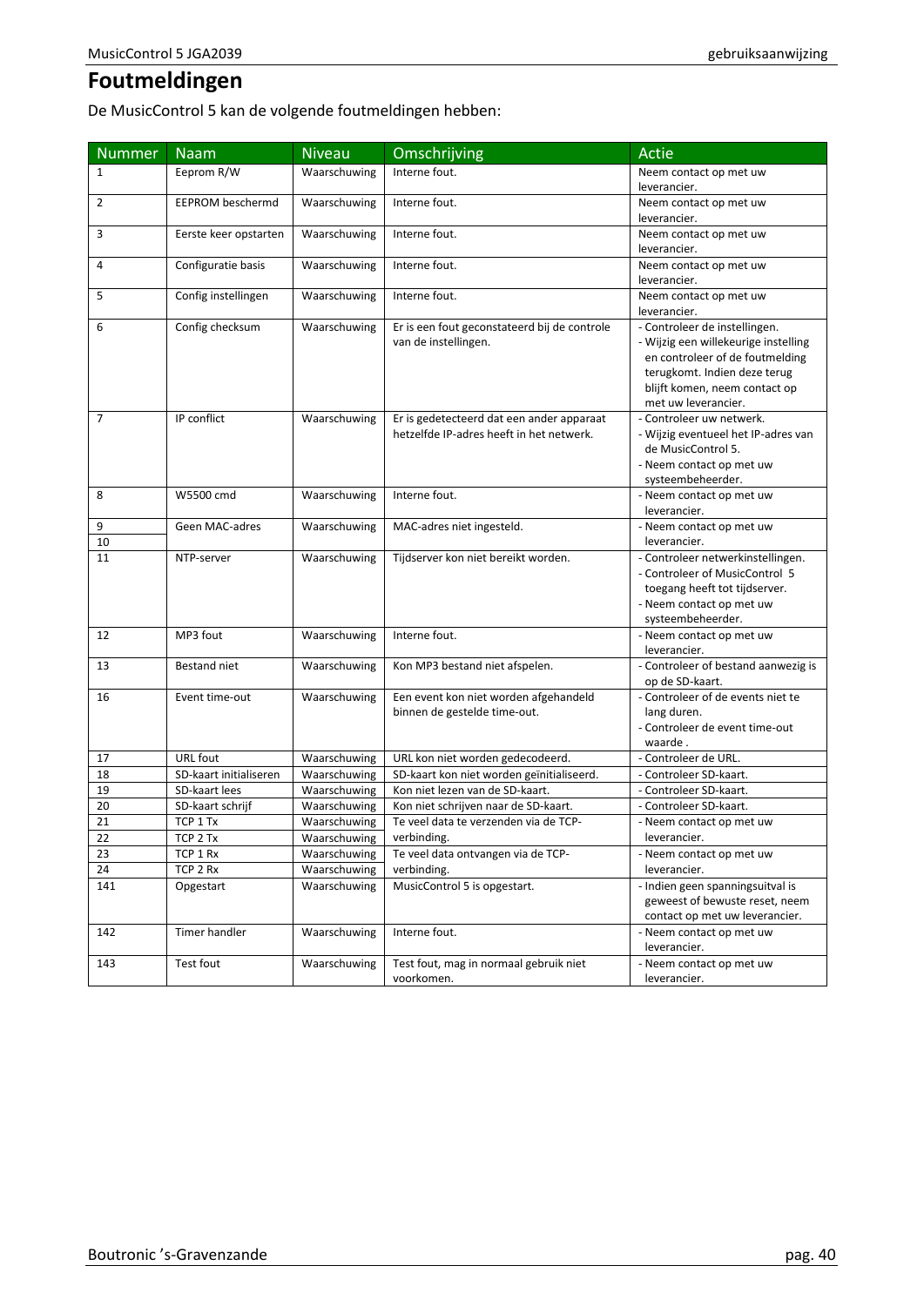# Foutmeldingen

De MusicControl 5 kan de volgende foutmeldingen hebben:

| Nummer | Naam | Niveau | Omschrijving | Actie |
|---|---|---|---|---|
| 1 | Eeprom R/W | Waarschuwing | Interne fout. | Neem contact op met uw leverancier. |
| 2 | EEPROM beschermd | Waarschuwing | Interne fout. | Neem contact op met uw leverancier. |
| 3 | Eerste keer opstarten | Waarschuwing | Interne fout. | Neem contact op met uw leverancier. |
| 4 | Configuratie basis | Waarschuwing | Interne fout. | Neem contact op met uw leverancier. |
| 5 | Config instellingen | Waarschuwing | Interne fout. | Neem contact op met uw leverancier. |
| 6 | Config checksum | Waarschuwing | Er is een fout geconstateerd bij de controle van de instellingen. | - Controleer de instellingen.<br>- Wijzig een willekeurige instelling en controleer of de foutmelding terugkomt. Indien deze terug blijft komen, neem contact op met uw leverancier. |
| 7 | IP conflict | Waarschuwing | Er is gedetecteerd dat een ander apparaat hetzelfde IP-adres heeft in het netwerk. | - Controleer uw netwerk.<br>- Wijzig eventueel het IP-adres van de MusicControl 5.<br>- Neem contact op met uw systeembeheerder. |
| 8 | W5500 cmd | Waarschuwing | Interne fout. | - Neem contact op met uw leverancier. |
| 9<br>10 | Geen MAC-adres | Waarschuwing | MAC-adres niet ingesteld. | - Neem contact op met uw leverancier. |
| 11 | NTP-server | Waarschuwing | Tijdserver kon niet bereikt worden. | - Controleer netwerkinstellingen.<br>- Controleer of MusicControl 5 toegang heeft tot tijdserver.<br>- Neem contact op met uw systeembeheerder. |
| 12 | MP3 fout | Waarschuwing | Interne fout. | - Neem contact op met uw leverancier. |
| 13 | Bestand niet | Waarschuwing | Kon MP3 bestand niet afspelen. | - Controleer of bestand aanwezig is op de SD-kaart. |
| 16 | Event time-out | Waarschuwing | Een event kon niet worden afgehandeld binnen de gestelde time-out. | - Controleer of de events niet te lang duren.<br>- Controleer de event time-out waarde . |
| 17 | URL fout | Waarschuwing | URL kon niet worden gedecodeerd. | - Controleer de URL. |
| 18 | SD-kaart initialiseren | Waarschuwing | SD-kaart kon niet worden geïnitialiseerd. | - Controleer SD-kaart. |
| 19 | SD-kaart lees | Waarschuwing | Kon niet lezen van de SD-kaart. | - Controleer SD-kaart. |
| 20 | SD-kaart schrijf | Waarschuwing | Kon niet schrijven naar de SD-kaart. | - Controleer SD-kaart. |
| 21 | TCP 1 Tx | Waarschuwing | Te veel data te verzenden via de TCP-verbinding. | - Neem contact op met uw leverancier. |
| 22 | TCP 2 Tx | Waarschuwing | | |
| 23 | TCP 1 Rx | Waarschuwing | Te veel data ontvangen via de TCP-verbinding. | - Neem contact op met uw leverancier. |
| 24 | TCP 2 Rx | Waarschuwing | | |
| 141 | Opgestart | Waarschuwing | MusicControl 5 is opgestart. | - Indien geen spanningsuitval is geweest of bewuste reset, neem contact op met uw leverancier. |
| 142 | Timer handler | Waarschuwing | Interne fout. | - Neem contact op met uw leverancier. |
| 143 | Test fout | Waarschuwing | Test fout, mag in normaal gebruik niet voorkomen. | - Neem contact op met uw leverancier. |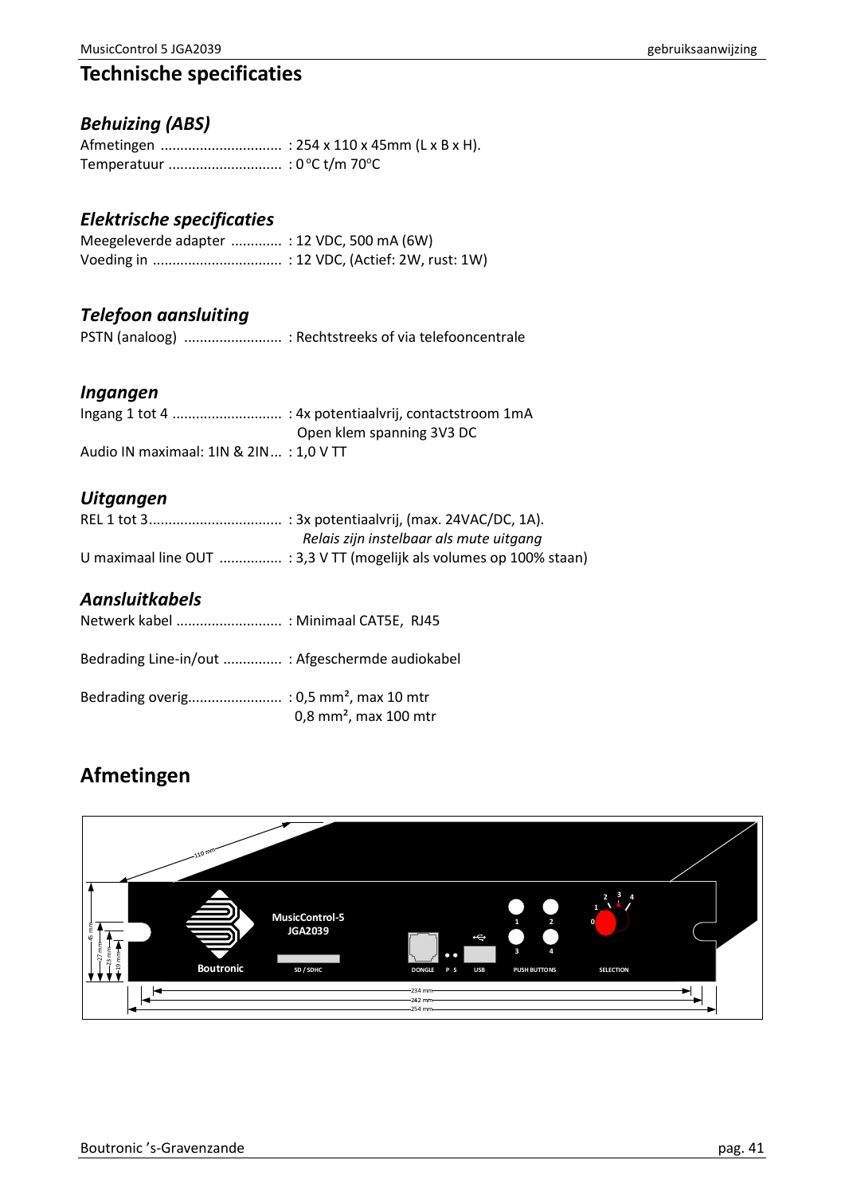# Technische specificaties

## *Behuizing (ABS)*

Afmetingen ............................... : 254 x 110 x 45mm (L x B x H).
Temperatuur ............................. : 0 °C t/m 70°C

## *Elektrische specificaties*

Meegeleverde adapter ............. : 12 VDC, 500 mA (6W)
Voeding in ................................. : 12 VDC, (Actief: 2W, rust: 1W)

## *Telefoon aansluiting*

PSTN (analoog) ......................... : Rechtstreeks of via telefooncentrale

## *Ingangen*

Ingang 1 tot 4 ............................ : 4x potentiaalvrij, contactstroom 1mA
Open klem spanning 3V3 DC
Audio IN maximaal: 1IN & 2IN... : 1,0 V TT

## *Uitgangen*

REL 1 tot 3.................................. : 3x potentiaalvrij, (max. 24VAC/DC, 1A).
*Relais zijn instelbaar als mute uitgang*
U maximaal line OUT ................ : 3,3 V TT (mogelijk als volumes op 100% staan)

## *Aansluitkabels*

Netwerk kabel ........................... : Minimaal CAT5E, RJ45

Bedrading Line-in/out ............... : Afgeschermde audiokabel

Bedrading overig........................ : 0,5 mm², max 10 mtr
0,8 mm², max 100 mtr

# Afmetingen

110 mm

MusicControl-5
JGA2039

Boutronic

SD / SDHC

DONGLE

P S

USB

PUSH BUTTONS

SELECTION

45 mm

27 mm

23 mm

19 mm

234 mm

242 mm

254 mm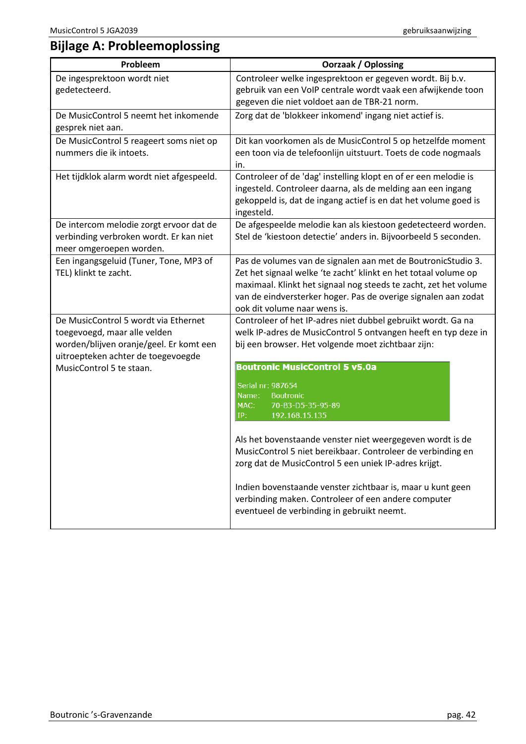# Bijlage A: Probleemoplossing

| Probleem | Oorzaak / Oplossing |
|---|---|
| De ingesprektoon wordt niet gedetecteerd. | Controleer welke ingesprektoon er gegeven wordt. Bij b.v. gebruik van een VoIP centrale wordt vaak een afwijkende toon gegeven die niet voldoet aan de TBR-21 norm. |
| De MusicControl 5 neemt het inkomende gesprek niet aan. | Zorg dat de 'blokkeer inkomend' ingang niet actief is. |
| De MusicControl 5 reageert soms niet op nummers die ik intoets. | Dit kan voorkomen als de MusicControl 5 op hetzelfde moment een toon via de telefoonlijn uitstuurt. Toets de code nogmaals in. |
| Het tijdklok alarm wordt niet afgespeeld. | Controleer of de 'dag' instelling klopt en of er een melodie is ingesteld. Controleer daarna, als de melding aan een ingang gekoppeld is, dat de ingang actief is en dat het volume goed is ingesteld. |
| De intercom melodie zorgt ervoor dat de verbinding verbroken wordt. Er kan niet meer omgeroepen worden. | De afgespeelde melodie kan als kiestoon gedetecteerd worden. Stel de 'kiestoon detectie' anders in. Bijvoorbeeld 5 seconden. |
| Een ingangsgeluid (Tuner, Tone, MP3 of TEL) klinkt te zacht. | Pas de volumes van de signalen aan met de BoutronicStudio 3. Zet het signaal welke 'te zacht' klinkt en het totaal volume op maximaal. Klinkt het signaal nog steeds te zacht, zet het volume van de eindversterker hoger. Pas de overige signalen aan zodat ook dit volume naar wens is. |
| De MusicControl 5 wordt via Ethernet toegevoegd, maar alle velden worden/blijven oranje/geel. Er komt een uitroepteken achter de toegevoegde MusicControl 5 te staan. | Controleer of het IP-adres niet dubbel gebruikt wordt. Ga na welk IP-adres de MusicControl 5 ontvangen heeft en typ deze in bij een browser. Het volgende moet zichtbaar zijn:<br><br>**Boutronic MusicControl 5 v5.0a**<br>Serial nr: 987654<br>Name: Boutronic<br>MAC: 70-B3-D5-35-95-89<br>IP: 192.168.15.135<br><br>Als het bovenstaande venster niet weergegeven wordt is de MusicControl 5 niet bereikbaar. Controleer de verbinding en zorg dat de MusicControl 5 een uniek IP-adres krijgt.<br><br>Indien bovenstaande venster zichtbaar is, maar u kunt geen verbinding maken. Controleer of een andere computer eventueel de verbinding in gebruikt neemt. |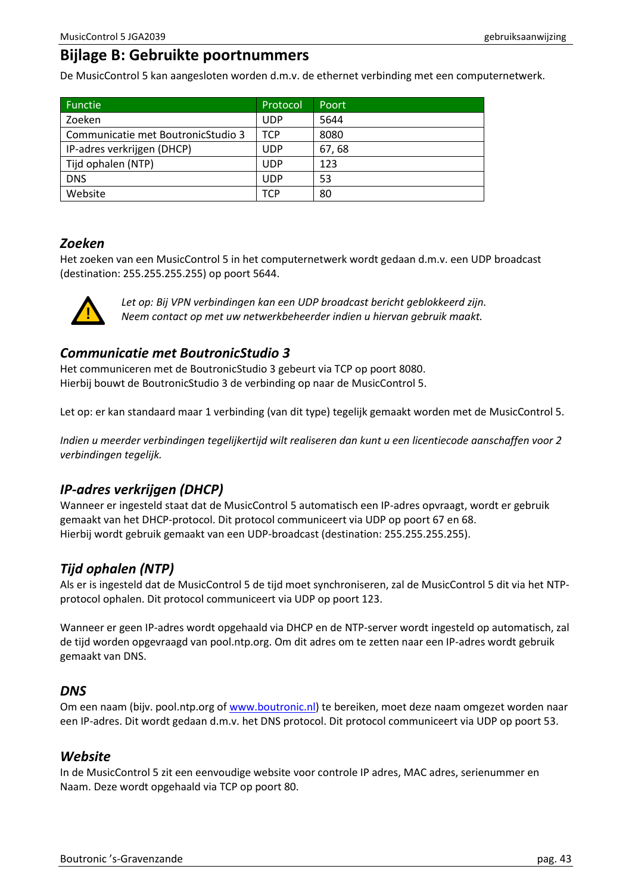# Bijlage B: Gebruikte poortnummers

De MusicControl 5 kan aangesloten worden d.m.v. de ethernet verbinding met een computernetwerk.

| Functie | Protocol | Poort |
|---|---|---|
| Zoeken | UDP | 5644 |
| Communicatie met BoutronicStudio 3 | TCP | 8080 |
| IP-adres verkrijgen (DHCP) | UDP | 67, 68 |
| Tijd ophalen (NTP) | UDP | 123 |
| DNS | UDP | 53 |
| Website | TCP | 80 |

## *Zoeken*

Het zoeken van een MusicControl 5 in het computernetwerk wordt gedaan d.m.v. een UDP broadcast (destination: 255.255.255.255) op poort 5644.

*Let op: Bij VPN verbindingen kan een UDP broadcast bericht geblokkeerd zijn. Neem contact op met uw netwerkbeheerder indien u hiervan gebruik maakt.*

## *Communicatie met BoutronicStudio 3*

Het communiceren met de BoutronicStudio 3 gebeurt via TCP op poort 8080.
Hierbij bouwt de BoutronicStudio 3 de verbinding op naar de MusicControl 5.

Let op: er kan standaard maar 1 verbinding (van dit type) tegelijk gemaakt worden met de MusicControl 5.

*Indien u meerder verbindingen tegelijkertijd wilt realiseren dan kunt u een licentiecode aanschaffen voor 2 verbindingen tegelijk.*

## *IP-adres verkrijgen (DHCP)*

Wanneer er ingesteld staat dat de MusicControl 5 automatisch een IP-adres opvraagt, wordt er gebruik gemaakt van het DHCP-protocol. Dit protocol communiceert via UDP op poort 67 en 68.
Hierbij wordt gebruik gemaakt van een UDP-broadcast (destination: 255.255.255.255).

## *Tijd ophalen (NTP)*

Als er is ingesteld dat de MusicControl 5 de tijd moet synchroniseren, zal de MusicControl 5 dit via het NTP-protocol ophalen. Dit protocol communiceert via UDP op poort 123.

Wanneer er geen IP-adres wordt opgehaald via DHCP en de NTP-server wordt ingesteld op automatisch, zal de tijd worden opgevraagd van pool.ntp.org. Om dit adres om te zetten naar een IP-adres wordt gebruik gemaakt van DNS.

## *DNS*

Om een naam (bijv. pool.ntp.org of www.boutronic.nl) te bereiken, moet deze naam omgezet worden naar een IP-adres. Dit wordt gedaan d.m.v. het DNS protocol. Dit protocol communiceert via UDP op poort 53.

## *Website*

In de MusicControl 5 zit een eenvoudige website voor controle IP adres, MAC adres, serienummer en Naam. Deze wordt opgehaald via TCP op poort 80.